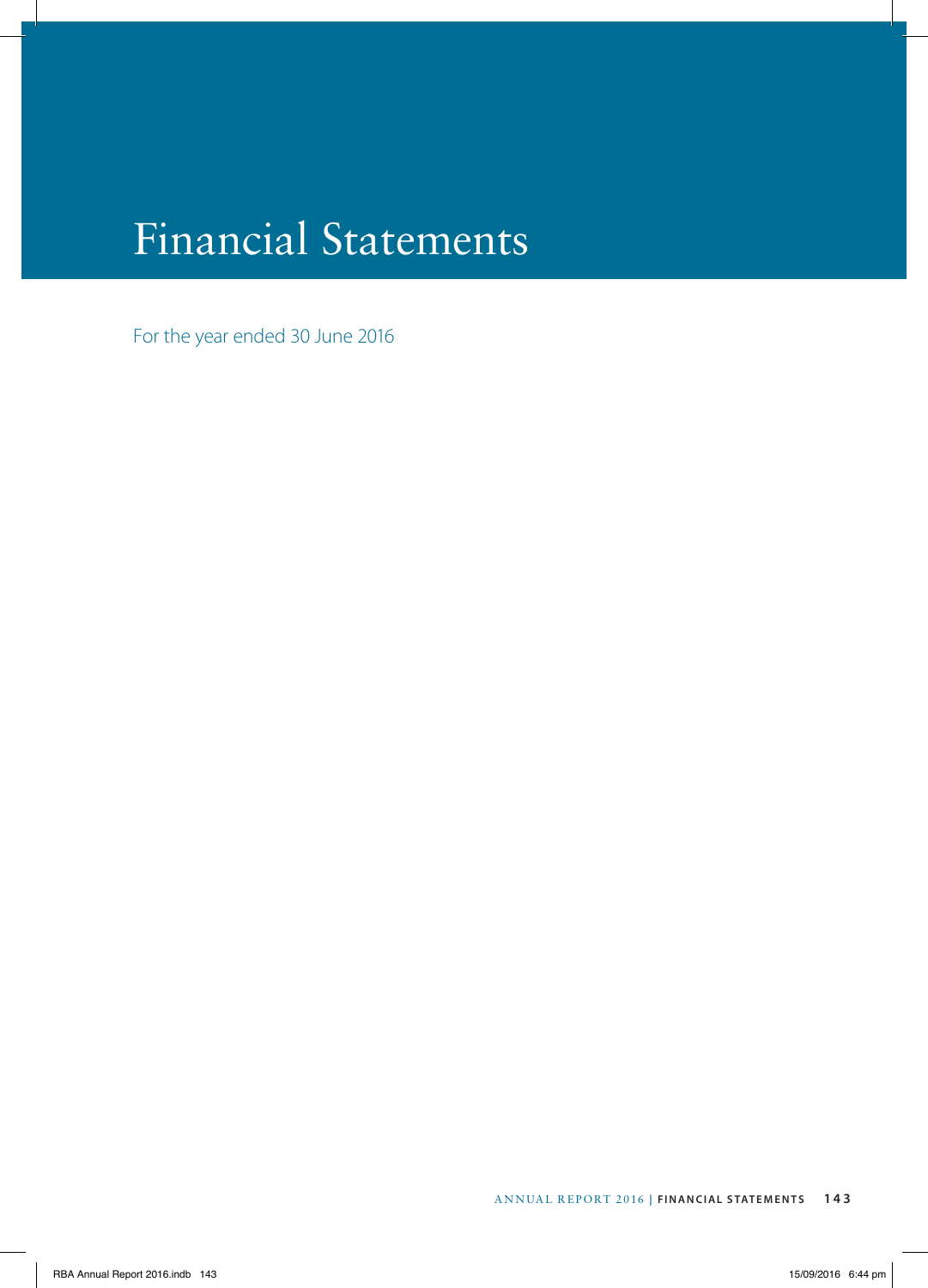# Financial Statements

For the year ended 30 June 2016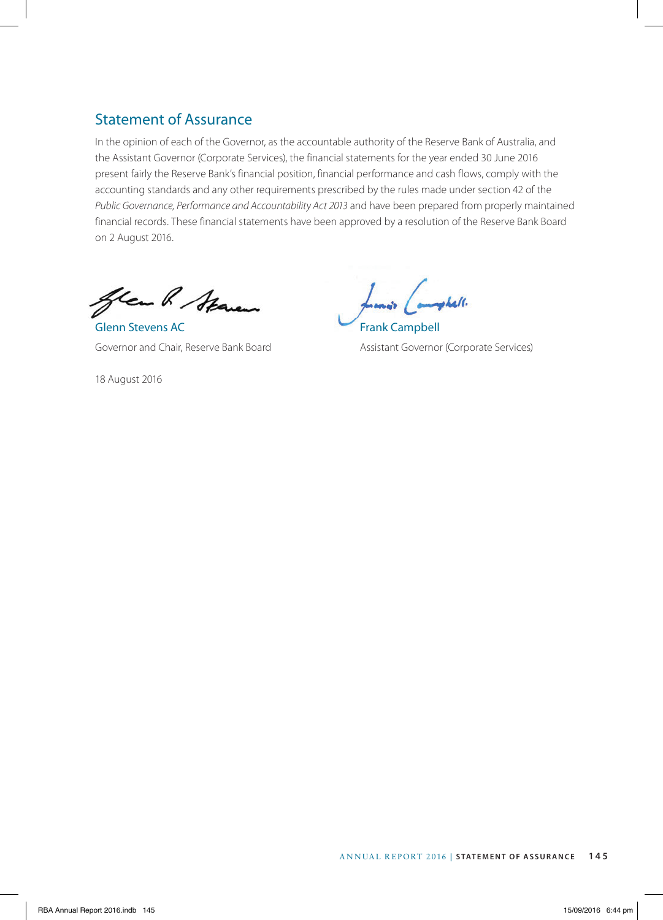## Statement of Assurance

In the opinion of each of the Governor, as the accountable authority of the Reserve Bank of Australia, and the Assistant Governor (Corporate Services), the financial statements for the year ended 30 June 2016 present fairly the Reserve Bank's financial position, financial performance and cash flows, comply with the accounting standards and any other requirements prescribed by the rules made under section 42 of the *Public Governance, Performance and Accountability Act 2013* and have been prepared from properly maintained financial records. These financial statements have been approved by a resolution of the Reserve Bank Board on 2 August 2016.

Glenn Stevens AC
Governor and Chair, Reserve Bank Board

Frank Campbell
Assistant Governor (Corporate Services)

18 August 2016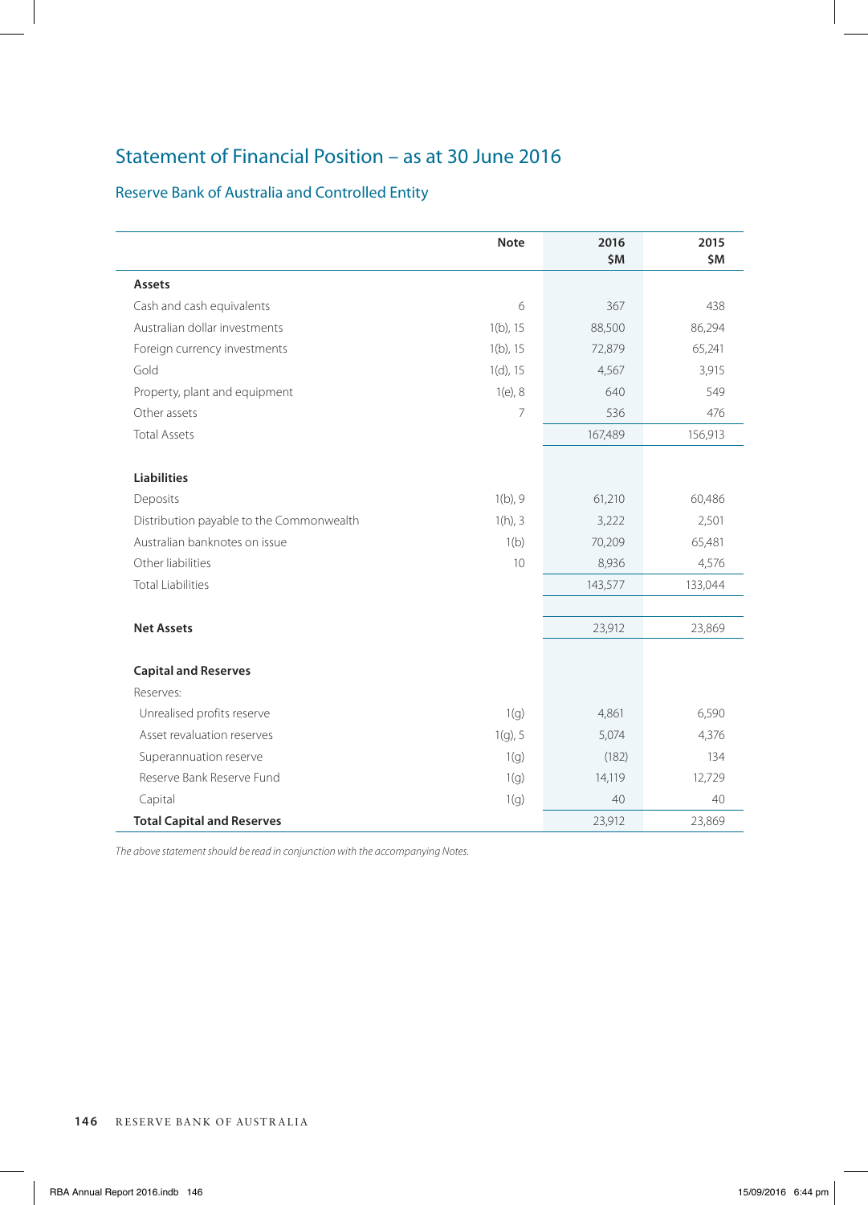# Statement of Financial Position – as at 30 June 2016

## Reserve Bank of Australia and Controlled Entity

| | Note | 2016 $M | 2015 $M |
|---|---|---|---|
| **Assets** | | | |
| Cash and cash equivalents | 6 | 367 | 438 |
| Australian dollar investments | 1(b), 15 | 88,500 | 86,294 |
| Foreign currency investments | 1(b), 15 | 72,879 | 65,241 |
| Gold | 1(d), 15 | 4,567 | 3,915 |
| Property, plant and equipment | 1(e), 8 | 640 | 549 |
| Other assets | 7 | 536 | 476 |
| Total Assets | | 167,489 | 156,913 |
| **Liabilities** | | | |
| Deposits | 1(b), 9 | 61,210 | 60,486 |
| Distribution payable to the Commonwealth | 1(h), 3 | 3,222 | 2,501 |
| Australian banknotes on issue | 1(b) | 70,209 | 65,481 |
| Other liabilities | 10 | 8,936 | 4,576 |
| Total Liabilities | | 143,577 | 133,044 |
| **Net Assets** | | 23,912 | 23,869 |
| **Capital and Reserves** | | | |
| Reserves: | | | |
| Unrealised profits reserve | 1(g) | 4,861 | 6,590 |
| Asset revaluation reserves | 1(g), 5 | 5,074 | 4,376 |
| Superannuation reserve | 1(g) | (182) | 134 |
| Reserve Bank Reserve Fund | 1(g) | 14,119 | 12,729 |
| Capital | 1(g) | 40 | 40 |
| **Total Capital and Reserves** | | 23,912 | 23,869 |

*The above statement should be read in conjunction with the accompanying Notes.*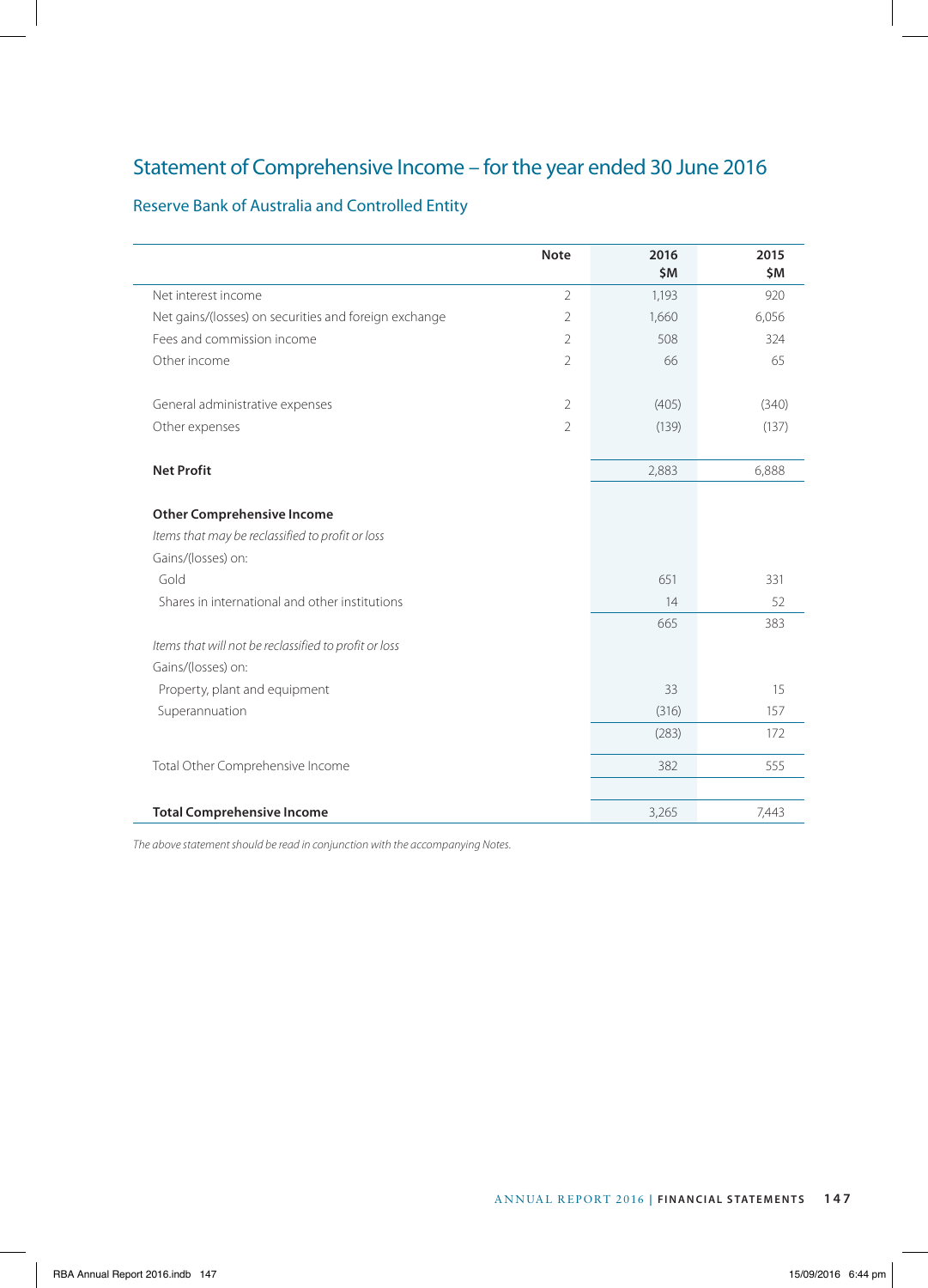# Statement of Comprehensive Income – for the year ended 30 June 2016

## Reserve Bank of Australia and Controlled Entity

| | Note | 2016 $M | 2015 $M |
|---|---|---|---|
| Net interest income | 2 | 1,193 | 920 |
| Net gains/(losses) on securities and foreign exchange | 2 | 1,660 | 6,056 |
| Fees and commission income | 2 | 508 | 324 |
| Other income | 2 | 66 | 65 |
| | | | |
| General administrative expenses | 2 | (405) | (340) |
| Other expenses | 2 | (139) | (137) |
| | | | |
| **Net Profit** | | 2,883 | 6,888 |
| | | | |
| **Other Comprehensive Income** | | | |
| *Items that may be reclassified to profit or loss* | | | |
| Gains/(losses) on: | | | |
| Gold | | 651 | 331 |
| Shares in international and other institutions | | 14 | 52 |
| | | 665 | 383 |
| *Items that will not be reclassified to profit or loss* | | | |
| Gains/(losses) on: | | | |
| Property, plant and equipment | | 33 | 15 |
| Superannuation | | (316) | 157 |
| | | (283) | 172 |
| | | | |
| Total Other Comprehensive Income | | 382 | 555 |
| | | | |
| **Total Comprehensive Income** | | 3,265 | 7,443 |

*The above statement should be read in conjunction with the accompanying Notes.*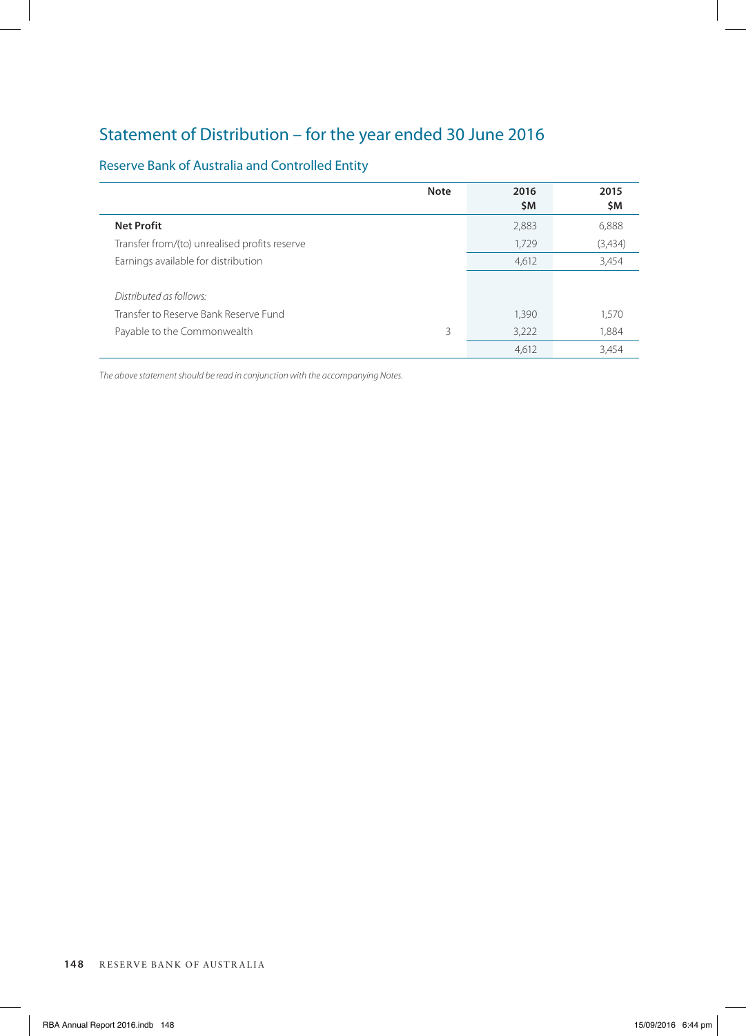# Statement of Distribution – for the year ended 30 June 2016

## Reserve Bank of Australia and Controlled Entity

| | Note | 2016 $M | 2015 $M |
|---|---|---|---|
| **Net Profit** | | 2,883 | 6,888 |
| Transfer from/(to) unrealised profits reserve | | 1,729 | (3,434) |
| Earnings available for distribution | | 4,612 | 3,454 |
| | | | |
| *Distributed as follows:* | | | |
| Transfer to Reserve Bank Reserve Fund | | 1,390 | 1,570 |
| Payable to the Commonwealth | 3 | 3,222 | 1,884 |
| | | 4,612 | 3,454 |

*The above statement should be read in conjunction with the accompanying Notes.*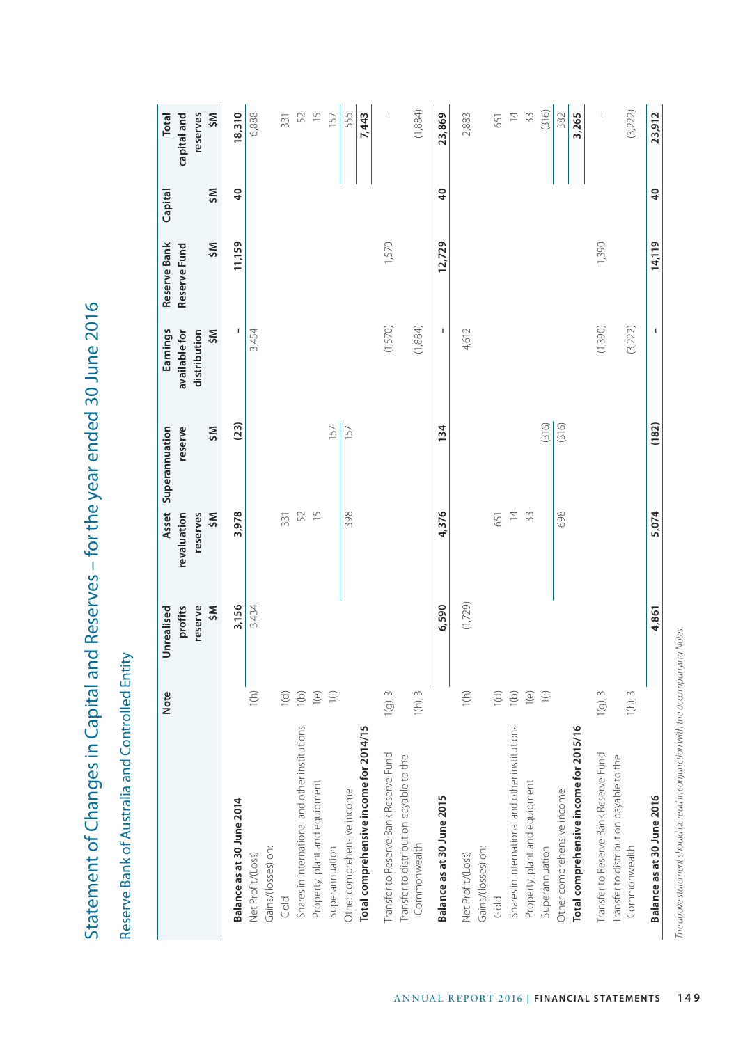# Statement of Changes in Capital and Reserves – for the year ended 30 June 2016

## Reserve Bank of Australia and Controlled Entity

| | Note | Unrealised profits reserve $M | Asset revaluation reserves $M | Superannuation reserve $M | Earnings available for distribution $M | Reserve Bank Reserve Fund $M | Capital $M | Total capital and reserves $M |
|---|---|---|---|---|---|---|---|---|
| **Balance as at 30 June 2014** | | **3,156** | **3,978** | **(23)** | **–** | **11,159** | **40** | **18,310** |
| Net Profit/(Loss) | 1(h) | 3,434 | | | 3,454 | | | 6,888 |
| Gains/(losses) on: | | | | | | | | |
| Gold | 1(d) | | 331 | | | | | 331 |
| Shares in international and other institutions | 1(b) | | 52 | | | | | 52 |
| Property, plant and equipment | 1(e) | | 15 | | | | | 15 |
| Superannuation | 1(i) | | | 157 | | | | 157 |
| Other comprehensive income | | | 398 | 157 | | | | 555 |
| **Total comprehensive income for 2014/15** | | | | | | | | **7,443** |
| Transfer to Reserve Bank Reserve Fund | 1(g), 3 | | | | (1,570) | 1,570 | | – |
| Transfer to distribution payable to the Commonwealth | 1(h), 3 | | | | (1,884) | | | (1,884) |
| **Balance as at 30 June 2015** | | **6,590** | **4,376** | **134** | **–** | **12,729** | **40** | **23,869** |
| Net Profit/(Loss) | 1(h) | (1,729) | | | 4,612 | | | 2,883 |
| Gains/(losses) on: | | | | | | | | |
| Gold | 1(d) | | 651 | | | | | 651 |
| Shares in international and other institutions | 1(b) | | 14 | | | | | 14 |
| Property, plant and equipment | 1(e) | | 33 | | | | | 33 |
| Superannuation | 1(i) | | | (316) | | | | (316) |
| Other comprehensive income | | | 698 | (316) | | | | 382 |
| **Total comprehensive income for 2015/16** | | | | | | | | **3,265** |
| Transfer to Reserve Bank Reserve Fund | 1(g), 3 | | | | (1,390) | 1,390 | | – |
| Transfer to distribution payable to the Commonwealth | 1(h), 3 | | | | (3,222) | | | (3,222) |
| **Balance as at 30 June 2016** | | **4,861** | **5,074** | **(182)** | **–** | **14,119** | **40** | **23,912** |

*The above statement should be read in conjunction with the accompanying Notes.*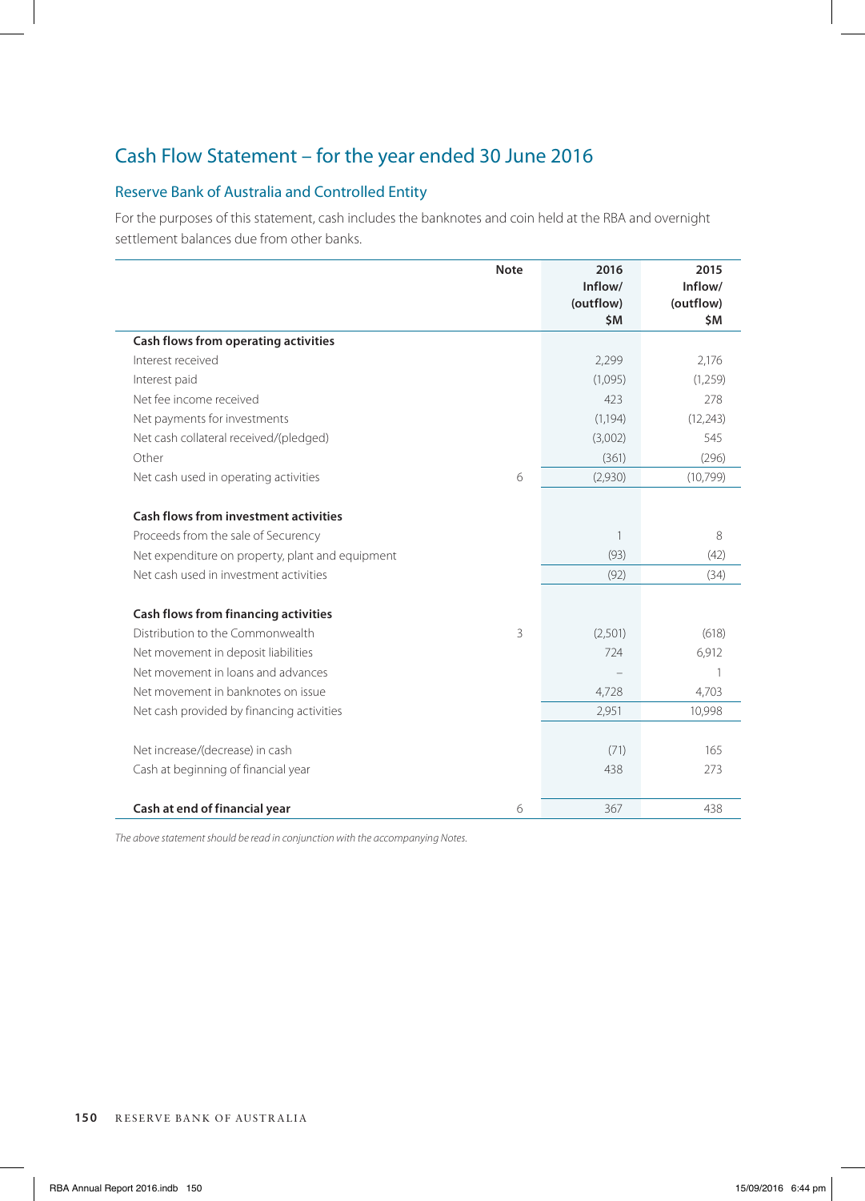# Cash Flow Statement – for the year ended 30 June 2016

## Reserve Bank of Australia and Controlled Entity

For the purposes of this statement, cash includes the banknotes and coin held at the RBA and overnight settlement balances due from other banks.

| | Note | 2016 Inflow/ (outflow) $M | 2015 Inflow/ (outflow) $M |
|---|---|---|---|
| **Cash flows from operating activities** | | | |
| Interest received | | 2,299 | 2,176 |
| Interest paid | | (1,095) | (1,259) |
| Net fee income received | | 423 | 278 |
| Net payments for investments | | (1,194) | (12,243) |
| Net cash collateral received/(pledged) | | (3,002) | 545 |
| Other | | (361) | (296) |
| Net cash used in operating activities | 6 | (2,930) | (10,799) |
| **Cash flows from investment activities** | | | |
| Proceeds from the sale of Securency | | 1 | 8 |
| Net expenditure on property, plant and equipment | | (93) | (42) |
| Net cash used in investment activities | | (92) | (34) |
| **Cash flows from financing activities** | | | |
| Distribution to the Commonwealth | 3 | (2,501) | (618) |
| Net movement in deposit liabilities | | 724 | 6,912 |
| Net movement in loans and advances | | – | 1 |
| Net movement in banknotes on issue | | 4,728 | 4,703 |
| Net cash provided by financing activities | | 2,951 | 10,998 |
| Net increase/(decrease) in cash | | (71) | 165 |
| Cash at beginning of financial year | | 438 | 273 |
| **Cash at end of financial year** | 6 | 367 | 438 |

*The above statement should be read in conjunction with the accompanying Notes.*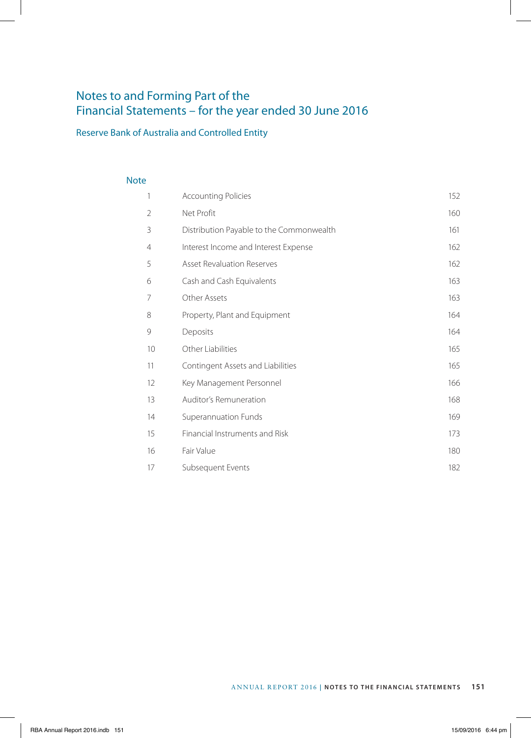# Notes to and Forming Part of the Financial Statements – for the year ended 30 June 2016

## Reserve Bank of Australia and Controlled Entity

| Note | | |
|---|---|---|
| 1 | Accounting Policies | 152 |
| 2 | Net Profit | 160 |
| 3 | Distribution Payable to the Commonwealth | 161 |
| 4 | Interest Income and Interest Expense | 162 |
| 5 | Asset Revaluation Reserves | 162 |
| 6 | Cash and Cash Equivalents | 163 |
| 7 | Other Assets | 163 |
| 8 | Property, Plant and Equipment | 164 |
| 9 | Deposits | 164 |
| 10 | Other Liabilities | 165 |
| 11 | Contingent Assets and Liabilities | 165 |
| 12 | Key Management Personnel | 166 |
| 13 | Auditor's Remuneration | 168 |
| 14 | Superannuation Funds | 169 |
| 15 | Financial Instruments and Risk | 173 |
| 16 | Fair Value | 180 |
| 17 | Subsequent Events | 182 |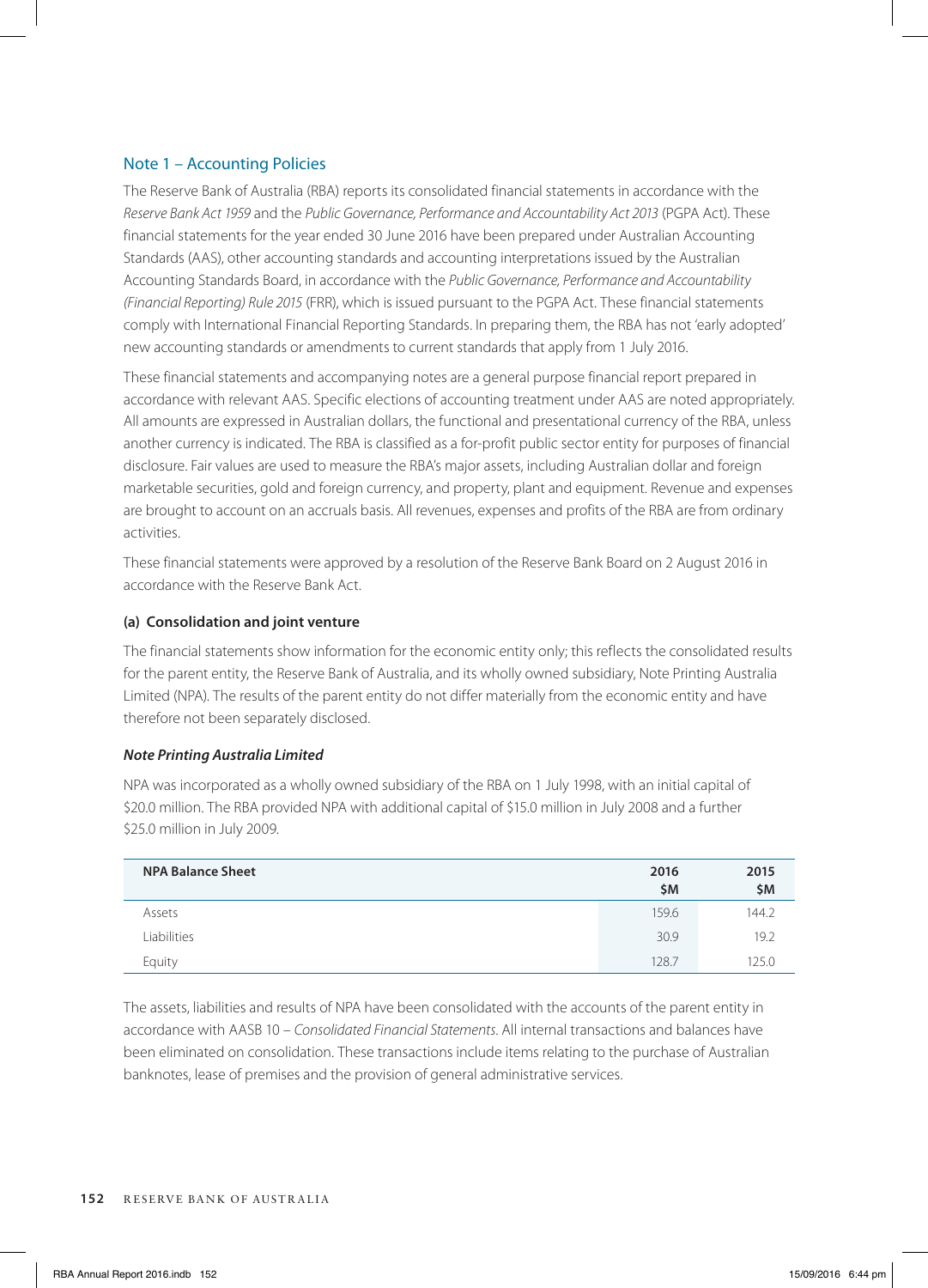## Note 1 – Accounting Policies

The Reserve Bank of Australia (RBA) reports its consolidated financial statements in accordance with the *Reserve Bank Act 1959* and the *Public Governance, Performance and Accountability Act 2013* (PGPA Act). These financial statements for the year ended 30 June 2016 have been prepared under Australian Accounting Standards (AAS), other accounting standards and accounting interpretations issued by the Australian Accounting Standards Board, in accordance with the *Public Governance, Performance and Accountability (Financial Reporting) Rule 2015* (FRR), which is issued pursuant to the PGPA Act. These financial statements comply with International Financial Reporting Standards. In preparing them, the RBA has not 'early adopted' new accounting standards or amendments to current standards that apply from 1 July 2016.

These financial statements and accompanying notes are a general purpose financial report prepared in accordance with relevant AAS. Specific elections of accounting treatment under AAS are noted appropriately. All amounts are expressed in Australian dollars, the functional and presentational currency of the RBA, unless another currency is indicated. The RBA is classified as a for-profit public sector entity for purposes of financial disclosure. Fair values are used to measure the RBA's major assets, including Australian dollar and foreign marketable securities, gold and foreign currency, and property, plant and equipment. Revenue and expenses are brought to account on an accruals basis. All revenues, expenses and profits of the RBA are from ordinary activities.

These financial statements were approved by a resolution of the Reserve Bank Board on 2 August 2016 in accordance with the Reserve Bank Act.

### (a) Consolidation and joint venture

The financial statements show information for the economic entity only; this reflects the consolidated results for the parent entity, the Reserve Bank of Australia, and its wholly owned subsidiary, Note Printing Australia Limited (NPA). The results of the parent entity do not differ materially from the economic entity and have therefore not been separately disclosed.

#### *Note Printing Australia Limited*

NPA was incorporated as a wholly owned subsidiary of the RBA on 1 July 1998, with an initial capital of $20.0 million. The RBA provided NPA with additional capital of $15.0 million in July 2008 and a further $25.0 million in July 2009.

| NPA Balance Sheet | 2016 $M | 2015 $M |
|---|---|---|
| Assets | 159.6 | 144.2 |
| Liabilities | 30.9 | 19.2 |
| Equity | 128.7 | 125.0 |

The assets, liabilities and results of NPA have been consolidated with the accounts of the parent entity in accordance with AASB 10 – *Consolidated Financial Statements*. All internal transactions and balances have been eliminated on consolidation. These transactions include items relating to the purchase of Australian banknotes, lease of premises and the provision of general administrative services.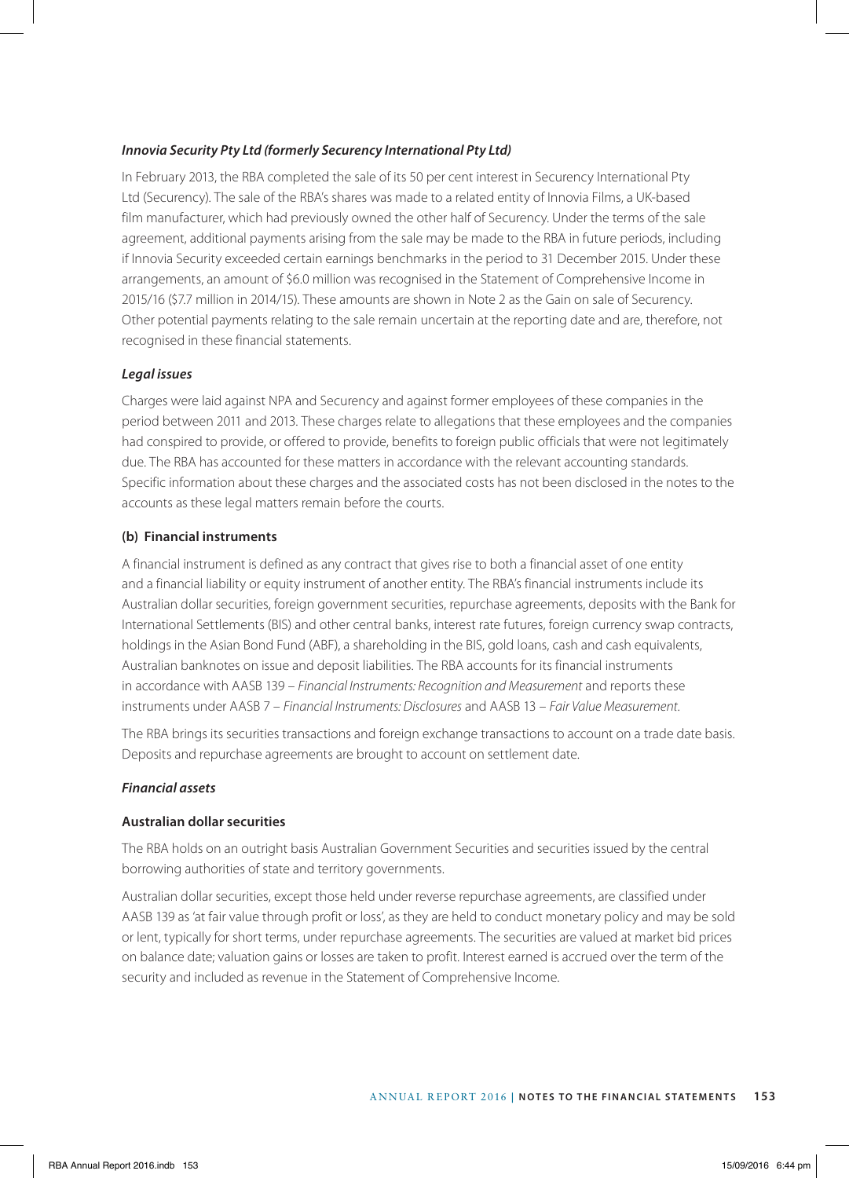***Innovia Security Pty Ltd (formerly Securency International Pty Ltd)***

In February 2013, the RBA completed the sale of its 50 per cent interest in Securency International Pty Ltd (Securency). The sale of the RBA's shares was made to a related entity of Innovia Films, a UK-based film manufacturer, which had previously owned the other half of Securency. Under the terms of the sale agreement, additional payments arising from the sale may be made to the RBA in future periods, including if Innovia Security exceeded certain earnings benchmarks in the period to 31 December 2015. Under these arrangements, an amount of $6.0 million was recognised in the Statement of Comprehensive Income in 2015/16 ($7.7 million in 2014/15). These amounts are shown in Note 2 as the Gain on sale of Securency. Other potential payments relating to the sale remain uncertain at the reporting date and are, therefore, not recognised in these financial statements.

***Legal issues***

Charges were laid against NPA and Securency and against former employees of these companies in the period between 2011 and 2013. These charges relate to allegations that these employees and the companies had conspired to provide, or offered to provide, benefits to foreign public officials that were not legitimately due. The RBA has accounted for these matters in accordance with the relevant accounting standards. Specific information about these charges and the associated costs has not been disclosed in the notes to the accounts as these legal matters remain before the courts.

**(b) Financial instruments**

A financial instrument is defined as any contract that gives rise to both a financial asset of one entity and a financial liability or equity instrument of another entity. The RBA's financial instruments include its Australian dollar securities, foreign government securities, repurchase agreements, deposits with the Bank for International Settlements (BIS) and other central banks, interest rate futures, foreign currency swap contracts, holdings in the Asian Bond Fund (ABF), a shareholding in the BIS, gold loans, cash and cash equivalents, Australian banknotes on issue and deposit liabilities. The RBA accounts for its financial instruments in accordance with AASB 139 – *Financial Instruments: Recognition and Measurement* and reports these instruments under AASB 7 – *Financial Instruments: Disclosures* and AASB 13 – *Fair Value Measurement*.

The RBA brings its securities transactions and foreign exchange transactions to account on a trade date basis. Deposits and repurchase agreements are brought to account on settlement date.

***Financial assets***

**Australian dollar securities**

The RBA holds on an outright basis Australian Government Securities and securities issued by the central borrowing authorities of state and territory governments.

Australian dollar securities, except those held under reverse repurchase agreements, are classified under AASB 139 as 'at fair value through profit or loss', as they are held to conduct monetary policy and may be sold or lent, typically for short terms, under repurchase agreements. The securities are valued at market bid prices on balance date; valuation gains or losses are taken to profit. Interest earned is accrued over the term of the security and included as revenue in the Statement of Comprehensive Income.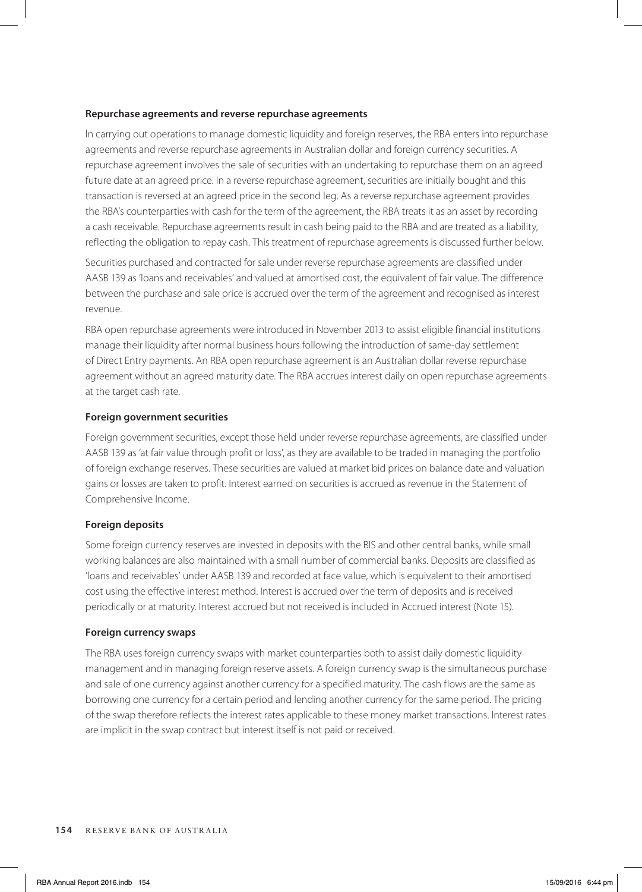#### Repurchase agreements and reverse repurchase agreements

In carrying out operations to manage domestic liquidity and foreign reserves, the RBA enters into repurchase agreements and reverse repurchase agreements in Australian dollar and foreign currency securities. A repurchase agreement involves the sale of securities with an undertaking to repurchase them on an agreed future date at an agreed price. In a reverse repurchase agreement, securities are initially bought and this transaction is reversed at an agreed price in the second leg. As a reverse repurchase agreement provides the RBA's counterparties with cash for the term of the agreement, the RBA treats it as an asset by recording a cash receivable. Repurchase agreements result in cash being paid to the RBA and are treated as a liability, reflecting the obligation to repay cash. This treatment of repurchase agreements is discussed further below.

Securities purchased and contracted for sale under reverse repurchase agreements are classified under AASB 139 as 'loans and receivables' and valued at amortised cost, the equivalent of fair value. The difference between the purchase and sale price is accrued over the term of the agreement and recognised as interest revenue.

RBA open repurchase agreements were introduced in November 2013 to assist eligible financial institutions manage their liquidity after normal business hours following the introduction of same-day settlement of Direct Entry payments. An RBA open repurchase agreement is an Australian dollar reverse repurchase agreement without an agreed maturity date. The RBA accrues interest daily on open repurchase agreements at the target cash rate.

#### Foreign government securities

Foreign government securities, except those held under reverse repurchase agreements, are classified under AASB 139 as 'at fair value through profit or loss', as they are available to be traded in managing the portfolio of foreign exchange reserves. These securities are valued at market bid prices on balance date and valuation gains or losses are taken to profit. Interest earned on securities is accrued as revenue in the Statement of Comprehensive Income.

#### Foreign deposits

Some foreign currency reserves are invested in deposits with the BIS and other central banks, while small working balances are also maintained with a small number of commercial banks. Deposits are classified as 'loans and receivables' under AASB 139 and recorded at face value, which is equivalent to their amortised cost using the effective interest method. Interest is accrued over the term of deposits and is received periodically or at maturity. Interest accrued but not received is included in Accrued interest (Note 15).

#### Foreign currency swaps

The RBA uses foreign currency swaps with market counterparties both to assist daily domestic liquidity management and in managing foreign reserve assets. A foreign currency swap is the simultaneous purchase and sale of one currency against another currency for a specified maturity. The cash flows are the same as borrowing one currency for a certain period and lending another currency for the same period. The pricing of the swap therefore reflects the interest rates applicable to these money market transactions. Interest rates are implicit in the swap contract but interest itself is not paid or received.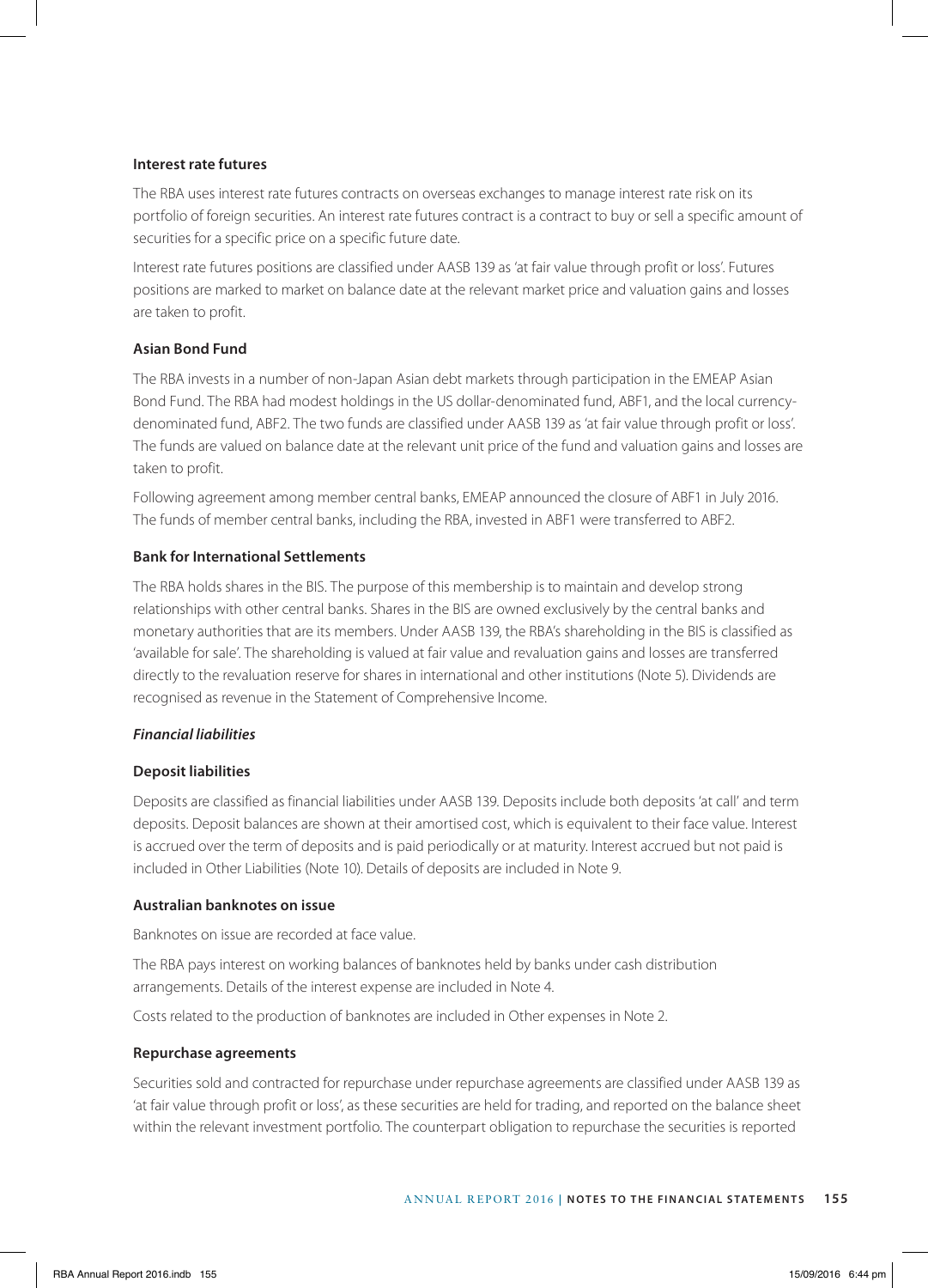**Interest rate futures**

The RBA uses interest rate futures contracts on overseas exchanges to manage interest rate risk on its portfolio of foreign securities. An interest rate futures contract is a contract to buy or sell a specific amount of securities for a specific price on a specific future date.

Interest rate futures positions are classified under AASB 139 as 'at fair value through profit or loss'. Futures positions are marked to market on balance date at the relevant market price and valuation gains and losses are taken to profit.

**Asian Bond Fund**

The RBA invests in a number of non-Japan Asian debt markets through participation in the EMEAP Asian Bond Fund. The RBA had modest holdings in the US dollar-denominated fund, ABF1, and the local currency-denominated fund, ABF2. The two funds are classified under AASB 139 as 'at fair value through profit or loss'. The funds are valued on balance date at the relevant unit price of the fund and valuation gains and losses are taken to profit.

Following agreement among member central banks, EMEAP announced the closure of ABF1 in July 2016. The funds of member central banks, including the RBA, invested in ABF1 were transferred to ABF2.

**Bank for International Settlements**

The RBA holds shares in the BIS. The purpose of this membership is to maintain and develop strong relationships with other central banks. Shares in the BIS are owned exclusively by the central banks and monetary authorities that are its members. Under AASB 139, the RBA's shareholding in the BIS is classified as 'available for sale'. The shareholding is valued at fair value and revaluation gains and losses are transferred directly to the revaluation reserve for shares in international and other institutions (Note 5). Dividends are recognised as revenue in the Statement of Comprehensive Income.

***Financial liabilities***

**Deposit liabilities**

Deposits are classified as financial liabilities under AASB 139. Deposits include both deposits 'at call' and term deposits. Deposit balances are shown at their amortised cost, which is equivalent to their face value. Interest is accrued over the term of deposits and is paid periodically or at maturity. Interest accrued but not paid is included in Other Liabilities (Note 10). Details of deposits are included in Note 9.

**Australian banknotes on issue**

Banknotes on issue are recorded at face value.

The RBA pays interest on working balances of banknotes held by banks under cash distribution arrangements. Details of the interest expense are included in Note 4.

Costs related to the production of banknotes are included in Other expenses in Note 2.

**Repurchase agreements**

Securities sold and contracted for repurchase under repurchase agreements are classified under AASB 139 as 'at fair value through profit or loss', as these securities are held for trading, and reported on the balance sheet within the relevant investment portfolio. The counterpart obligation to repurchase the securities is reported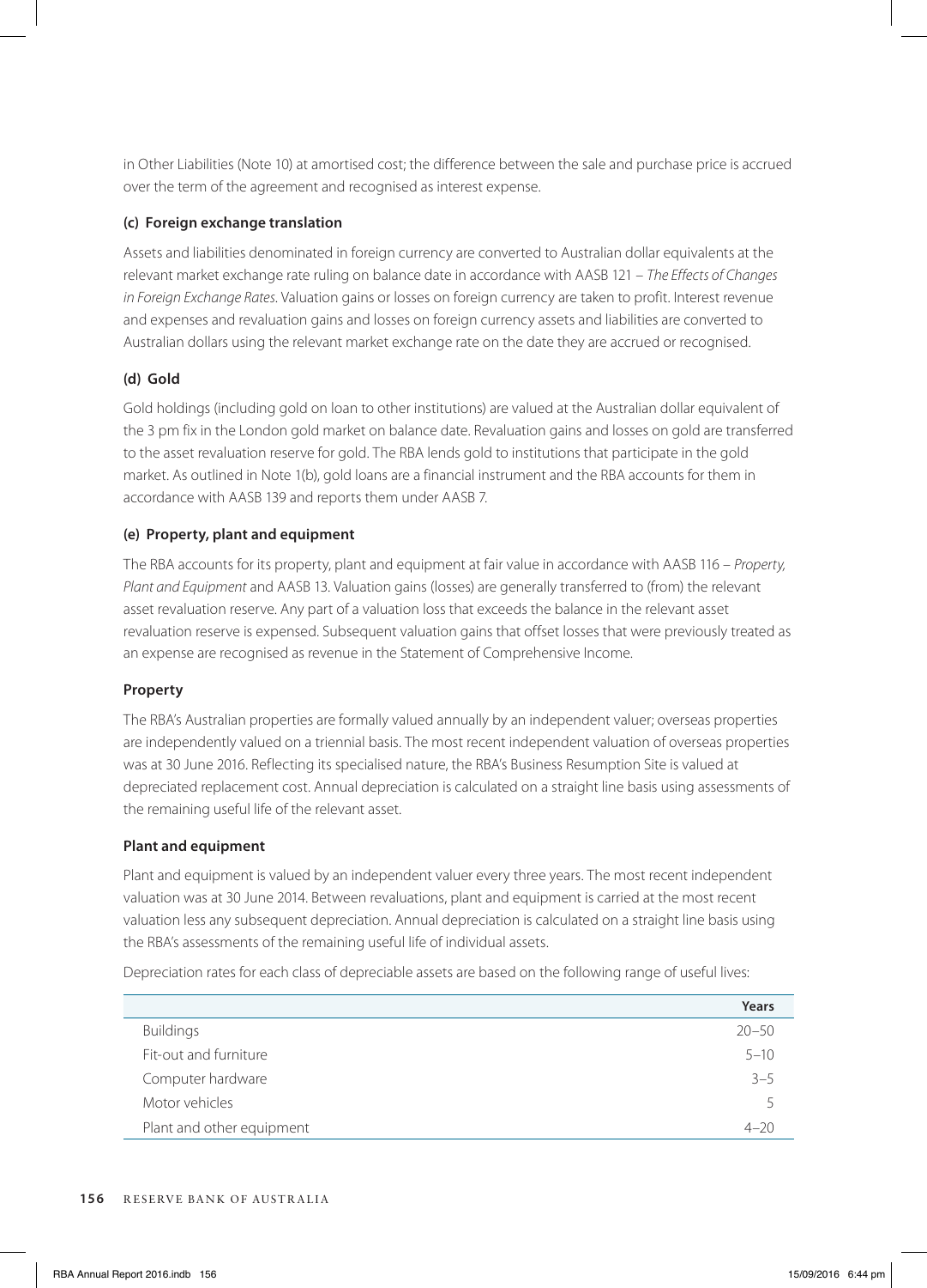in Other Liabilities (Note 10) at amortised cost; the difference between the sale and purchase price is accrued over the term of the agreement and recognised as interest expense.

### (c) Foreign exchange translation

Assets and liabilities denominated in foreign currency are converted to Australian dollar equivalents at the relevant market exchange rate ruling on balance date in accordance with AASB 121 – *The Effects of Changes in Foreign Exchange Rates*. Valuation gains or losses on foreign currency are taken to profit. Interest revenue and expenses and revaluation gains and losses on foreign currency assets and liabilities are converted to Australian dollars using the relevant market exchange rate on the date they are accrued or recognised.

### (d) Gold

Gold holdings (including gold on loan to other institutions) are valued at the Australian dollar equivalent of the 3 pm fix in the London gold market on balance date. Revaluation gains and losses on gold are transferred to the asset revaluation reserve for gold. The RBA lends gold to institutions that participate in the gold market. As outlined in Note 1(b), gold loans are a financial instrument and the RBA accounts for them in accordance with AASB 139 and reports them under AASB 7.

### (e) Property, plant and equipment

The RBA accounts for its property, plant and equipment at fair value in accordance with AASB 116 – *Property, Plant and Equipment* and AASB 13. Valuation gains (losses) are generally transferred to (from) the relevant asset revaluation reserve. Any part of a valuation loss that exceeds the balance in the relevant asset revaluation reserve is expensed. Subsequent valuation gains that offset losses that were previously treated as an expense are recognised as revenue in the Statement of Comprehensive Income.

#### Property

The RBA's Australian properties are formally valued annually by an independent valuer; overseas properties are independently valued on a triennial basis. The most recent independent valuation of overseas properties was at 30 June 2016. Reflecting its specialised nature, the RBA's Business Resumption Site is valued at depreciated replacement cost. Annual depreciation is calculated on a straight line basis using assessments of the remaining useful life of the relevant asset.

#### Plant and equipment

Plant and equipment is valued by an independent valuer every three years. The most recent independent valuation was at 30 June 2014. Between revaluations, plant and equipment is carried at the most recent valuation less any subsequent depreciation. Annual depreciation is calculated on a straight line basis using the RBA's assessments of the remaining useful life of individual assets.

Depreciation rates for each class of depreciable assets are based on the following range of useful lives:

| | Years |
|---|---|
| Buildings | 20–50 |
| Fit-out and furniture | 5–10 |
| Computer hardware | 3–5 |
| Motor vehicles | 5 |
| Plant and other equipment | 4–20 |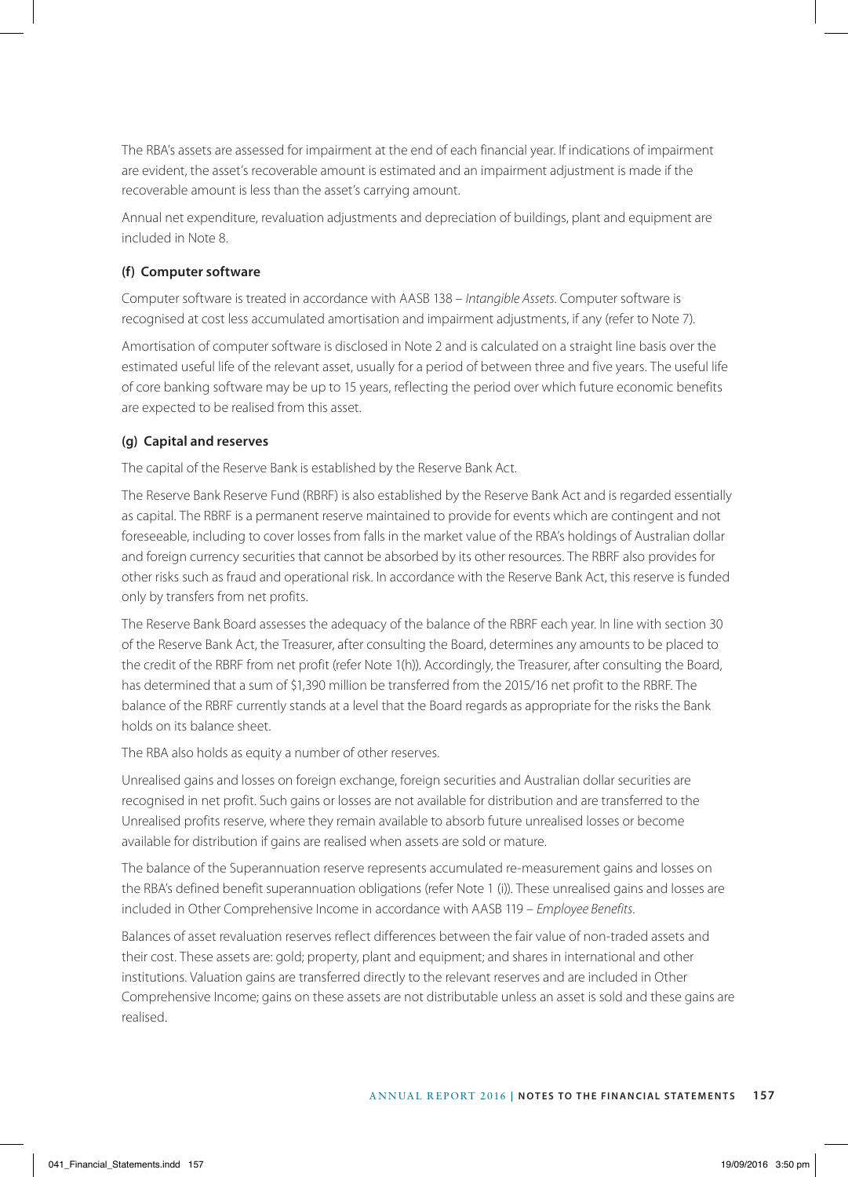The RBA's assets are assessed for impairment at the end of each financial year. If indications of impairment are evident, the asset's recoverable amount is estimated and an impairment adjustment is made if the recoverable amount is less than the asset's carrying amount.

Annual net expenditure, revaluation adjustments and depreciation of buildings, plant and equipment are included in Note 8.

#### (f) Computer software

Computer software is treated in accordance with AASB 138 – *Intangible Assets*. Computer software is recognised at cost less accumulated amortisation and impairment adjustments, if any (refer to Note 7).

Amortisation of computer software is disclosed in Note 2 and is calculated on a straight line basis over the estimated useful life of the relevant asset, usually for a period of between three and five years. The useful life of core banking software may be up to 15 years, reflecting the period over which future economic benefits are expected to be realised from this asset.

#### (g) Capital and reserves

The capital of the Reserve Bank is established by the Reserve Bank Act.

The Reserve Bank Reserve Fund (RBRF) is also established by the Reserve Bank Act and is regarded essentially as capital. The RBRF is a permanent reserve maintained to provide for events which are contingent and not foreseeable, including to cover losses from falls in the market value of the RBA's holdings of Australian dollar and foreign currency securities that cannot be absorbed by its other resources. The RBRF also provides for other risks such as fraud and operational risk. In accordance with the Reserve Bank Act, this reserve is funded only by transfers from net profits.

The Reserve Bank Board assesses the adequacy of the balance of the RBRF each year. In line with section 30 of the Reserve Bank Act, the Treasurer, after consulting the Board, determines any amounts to be placed to the credit of the RBRF from net profit (refer Note 1(h)). Accordingly, the Treasurer, after consulting the Board, has determined that a sum of $1,390 million be transferred from the 2015/16 net profit to the RBRF. The balance of the RBRF currently stands at a level that the Board regards as appropriate for the risks the Bank holds on its balance sheet.

The RBA also holds as equity a number of other reserves.

Unrealised gains and losses on foreign exchange, foreign securities and Australian dollar securities are recognised in net profit. Such gains or losses are not available for distribution and are transferred to the Unrealised profits reserve, where they remain available to absorb future unrealised losses or become available for distribution if gains are realised when assets are sold or mature.

The balance of the Superannuation reserve represents accumulated re-measurement gains and losses on the RBA's defined benefit superannuation obligations (refer Note 1 (i)). These unrealised gains and losses are included in Other Comprehensive Income in accordance with AASB 119 – *Employee Benefits*.

Balances of asset revaluation reserves reflect differences between the fair value of non-traded assets and their cost. These assets are: gold; property, plant and equipment; and shares in international and other institutions. Valuation gains are transferred directly to the relevant reserves and are included in Other Comprehensive Income; gains on these assets are not distributable unless an asset is sold and these gains are realised.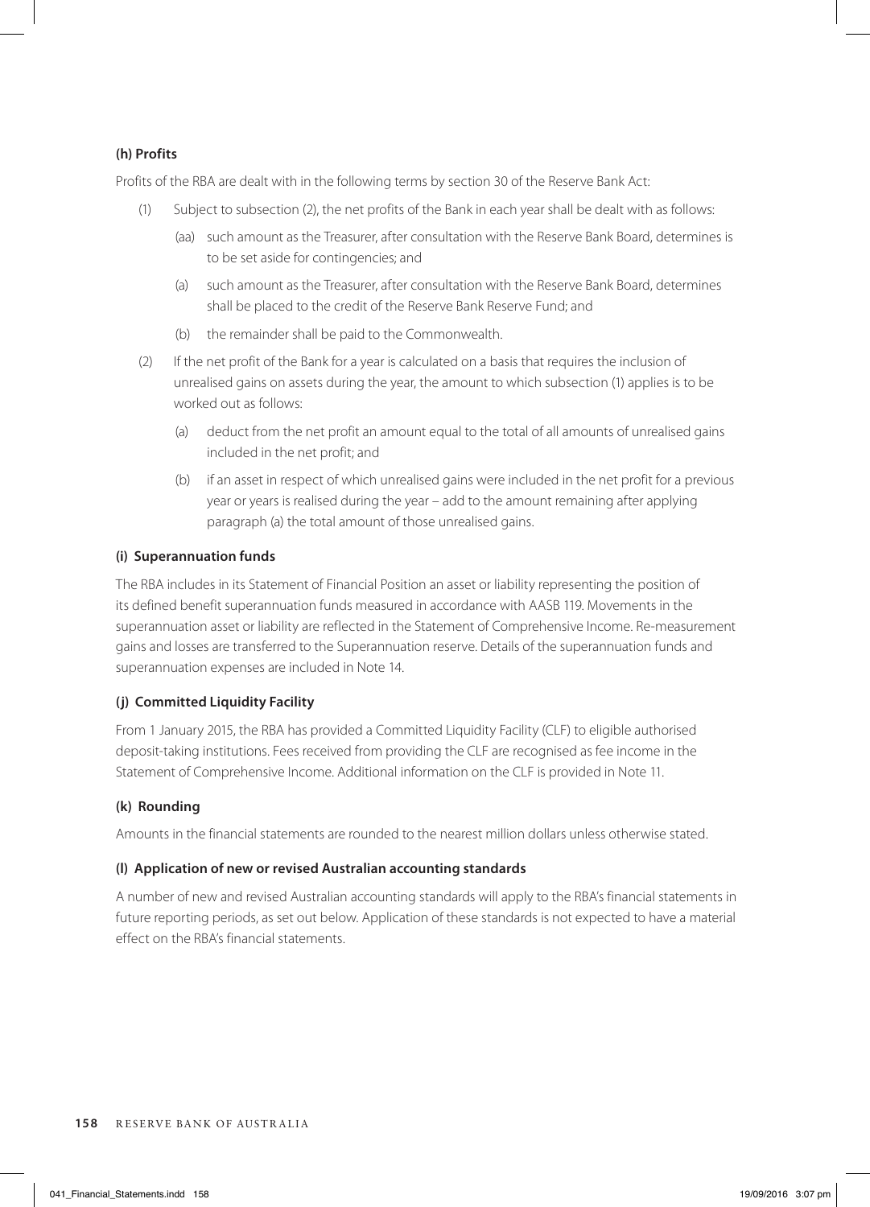**(h) Profits**

Profits of the RBA are dealt with in the following terms by section 30 of the Reserve Bank Act:

(1) Subject to subsection (2), the net profits of the Bank in each year shall be dealt with as follows:

(aa) such amount as the Treasurer, after consultation with the Reserve Bank Board, determines is to be set aside for contingencies; and

(a) such amount as the Treasurer, after consultation with the Reserve Bank Board, determines shall be placed to the credit of the Reserve Bank Reserve Fund; and

(b) the remainder shall be paid to the Commonwealth.

(2) If the net profit of the Bank for a year is calculated on a basis that requires the inclusion of unrealised gains on assets during the year, the amount to which subsection (1) applies is to be worked out as follows:

(a) deduct from the net profit an amount equal to the total of all amounts of unrealised gains included in the net profit; and

(b) if an asset in respect of which unrealised gains were included in the net profit for a previous year or years is realised during the year – add to the amount remaining after applying paragraph (a) the total amount of those unrealised gains.

**(i) Superannuation funds**

The RBA includes in its Statement of Financial Position an asset or liability representing the position of its defined benefit superannuation funds measured in accordance with AASB 119. Movements in the superannuation asset or liability are reflected in the Statement of Comprehensive Income. Re-measurement gains and losses are transferred to the Superannuation reserve. Details of the superannuation funds and superannuation expenses are included in Note 14.

**(j) Committed Liquidity Facility**

From 1 January 2015, the RBA has provided a Committed Liquidity Facility (CLF) to eligible authorised deposit-taking institutions. Fees received from providing the CLF are recognised as fee income in the Statement of Comprehensive Income. Additional information on the CLF is provided in Note 11.

**(k) Rounding**

Amounts in the financial statements are rounded to the nearest million dollars unless otherwise stated.

**(l) Application of new or revised Australian accounting standards**

A number of new and revised Australian accounting standards will apply to the RBA's financial statements in future reporting periods, as set out below. Application of these standards is not expected to have a material effect on the RBA's financial statements.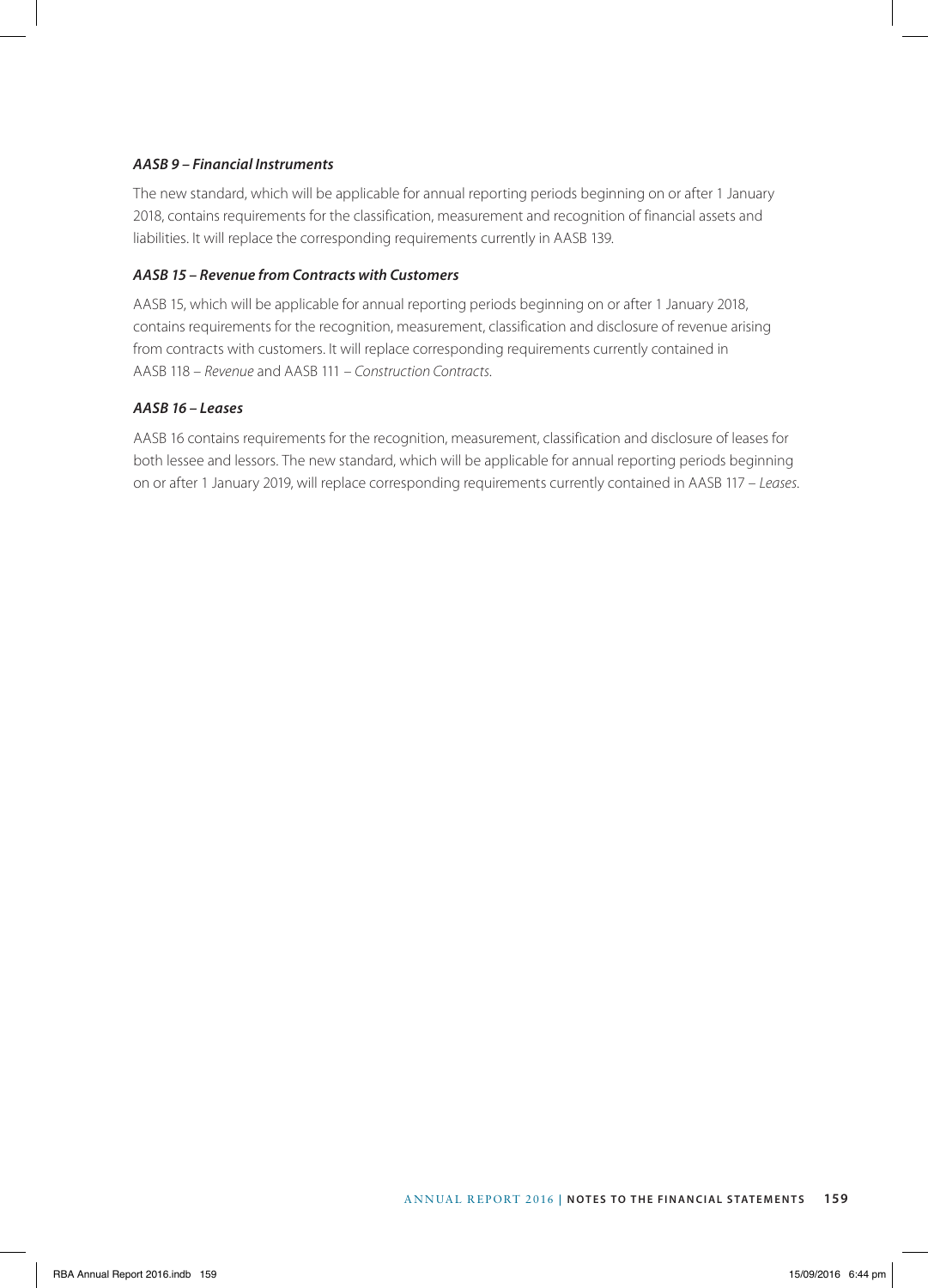#### *AASB 9 – Financial Instruments*

The new standard, which will be applicable for annual reporting periods beginning on or after 1 January 2018, contains requirements for the classification, measurement and recognition of financial assets and liabilities. It will replace the corresponding requirements currently in AASB 139.

#### *AASB 15 – Revenue from Contracts with Customers*

AASB 15, which will be applicable for annual reporting periods beginning on or after 1 January 2018, contains requirements for the recognition, measurement, classification and disclosure of revenue arising from contracts with customers. It will replace corresponding requirements currently contained in AASB 118 – *Revenue* and AASB 111 – *Construction Contracts*.

#### *AASB 16 – Leases*

AASB 16 contains requirements for the recognition, measurement, classification and disclosure of leases for both lessee and lessors. The new standard, which will be applicable for annual reporting periods beginning on or after 1 January 2019, will replace corresponding requirements currently contained in AASB 117 – *Leases*.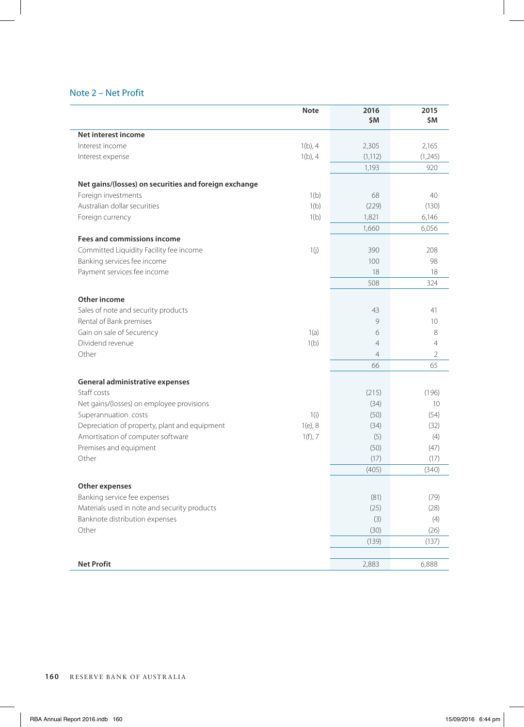## Note 2 – Net Profit

| | Note | 2016 $M | 2015 $M |
|---|---|---|---|
| **Net interest income** | | | |
| Interest income | 1(b), 4 | 2,305 | 2,165 |
| Interest expense | 1(b), 4 | (1,112) | (1,245) |
| | | 1,193 | 920 |
| **Net gains/(losses) on securities and foreign exchange** | | | |
| Foreign investments | 1(b) | 68 | 40 |
| Australian dollar securities | 1(b) | (229) | (130) |
| Foreign currency | 1(b) | 1,821 | 6,146 |
| | | 1,660 | 6,056 |
| **Fees and commissions income** | | | |
| Committed Liquidity Facility fee income | 1(j) | 390 | 208 |
| Banking services fee income | | 100 | 98 |
| Payment services fee income | | 18 | 18 |
| | | 508 | 324 |
| **Other income** | | | |
| Sales of note and security products | | 43 | 41 |
| Rental of Bank premises | | 9 | 10 |
| Gain on sale of Securency | 1(a) | 6 | 8 |
| Dividend revenue | 1(b) | 4 | 4 |
| Other | | 4 | 2 |
| | | 66 | 65 |
| **General administrative expenses** | | | |
| Staff costs | | (215) | (196) |
| Net gains/(losses) on employee provisions | | (34) | 10 |
| Superannuation costs | 1(i) | (50) | (54) |
| Depreciation of property, plant and equipment | 1(e), 8 | (34) | (32) |
| Amortisation of computer software | 1(f), 7 | (5) | (4) |
| Premises and equipment | | (50) | (47) |
| Other | | (17) | (17) |
| | | (405) | (340) |
| **Other expenses** | | | |
| Banking service fee expenses | | (81) | (79) |
| Materials used in note and security products | | (25) | (28) |
| Banknote distribution expenses | | (3) | (4) |
| Other | | (30) | (26) |
| | | (139) | (137) |
| **Net Profit** | | 2,883 | 6,888 |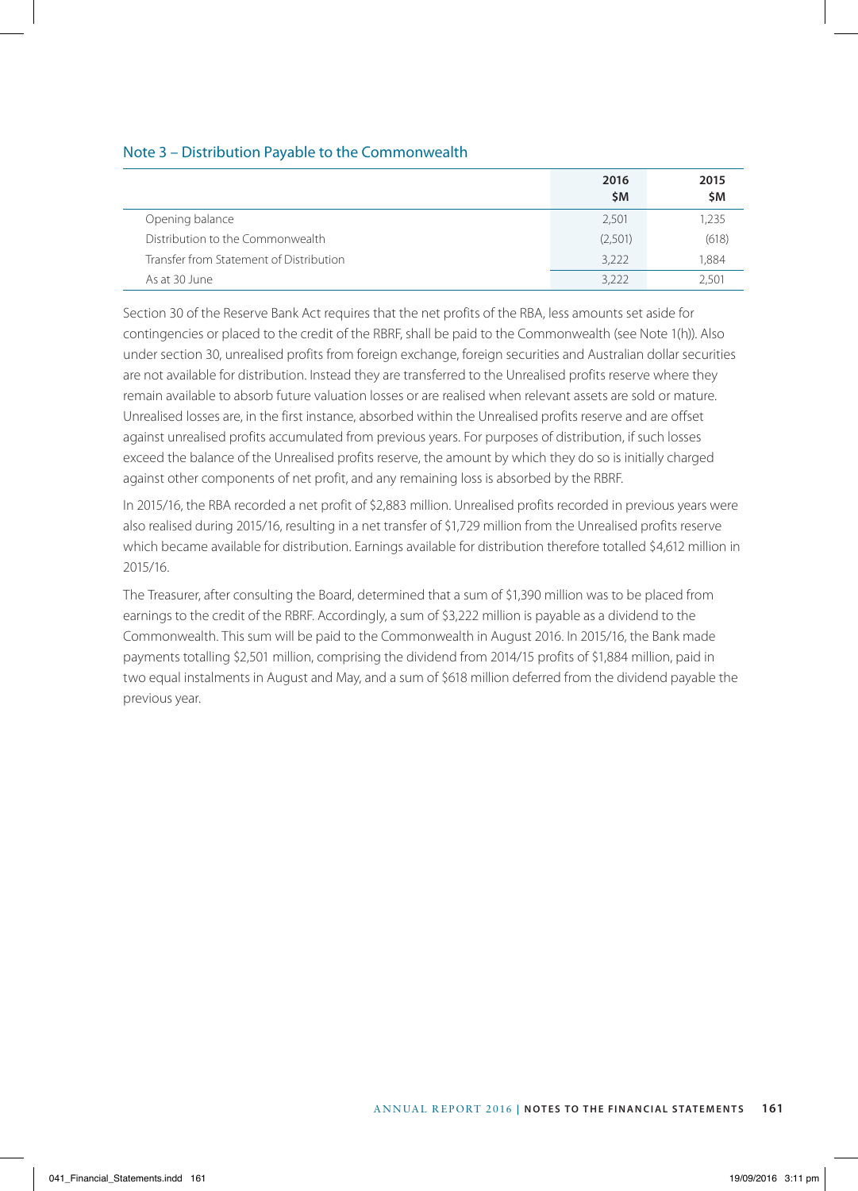## Note 3 – Distribution Payable to the Commonwealth

| | 2016 $M | 2015 $M |
|---|---|---|
| Opening balance | 2,501 | 1,235 |
| Distribution to the Commonwealth | (2,501) | (618) |
| Transfer from Statement of Distribution | 3,222 | 1,884 |
| As at 30 June | 3,222 | 2,501 |

Section 30 of the Reserve Bank Act requires that the net profits of the RBA, less amounts set aside for contingencies or placed to the credit of the RBRF, shall be paid to the Commonwealth (see Note 1(h)). Also under section 30, unrealised profits from foreign exchange, foreign securities and Australian dollar securities are not available for distribution. Instead they are transferred to the Unrealised profits reserve where they remain available to absorb future valuation losses or are realised when relevant assets are sold or mature. Unrealised losses are, in the first instance, absorbed within the Unrealised profits reserve and are offset against unrealised profits accumulated from previous years. For purposes of distribution, if such losses exceed the balance of the Unrealised profits reserve, the amount by which they do so is initially charged against other components of net profit, and any remaining loss is absorbed by the RBRF.

In 2015/16, the RBA recorded a net profit of $2,883 million. Unrealised profits recorded in previous years were also realised during 2015/16, resulting in a net transfer of $1,729 million from the Unrealised profits reserve which became available for distribution. Earnings available for distribution therefore totalled $4,612 million in 2015/16.

The Treasurer, after consulting the Board, determined that a sum of $1,390 million was to be placed from earnings to the credit of the RBRF. Accordingly, a sum of $3,222 million is payable as a dividend to the Commonwealth. This sum will be paid to the Commonwealth in August 2016. In 2015/16, the Bank made payments totalling $2,501 million, comprising the dividend from 2014/15 profits of $1,884 million, paid in two equal instalments in August and May, and a sum of $618 million deferred from the dividend payable the previous year.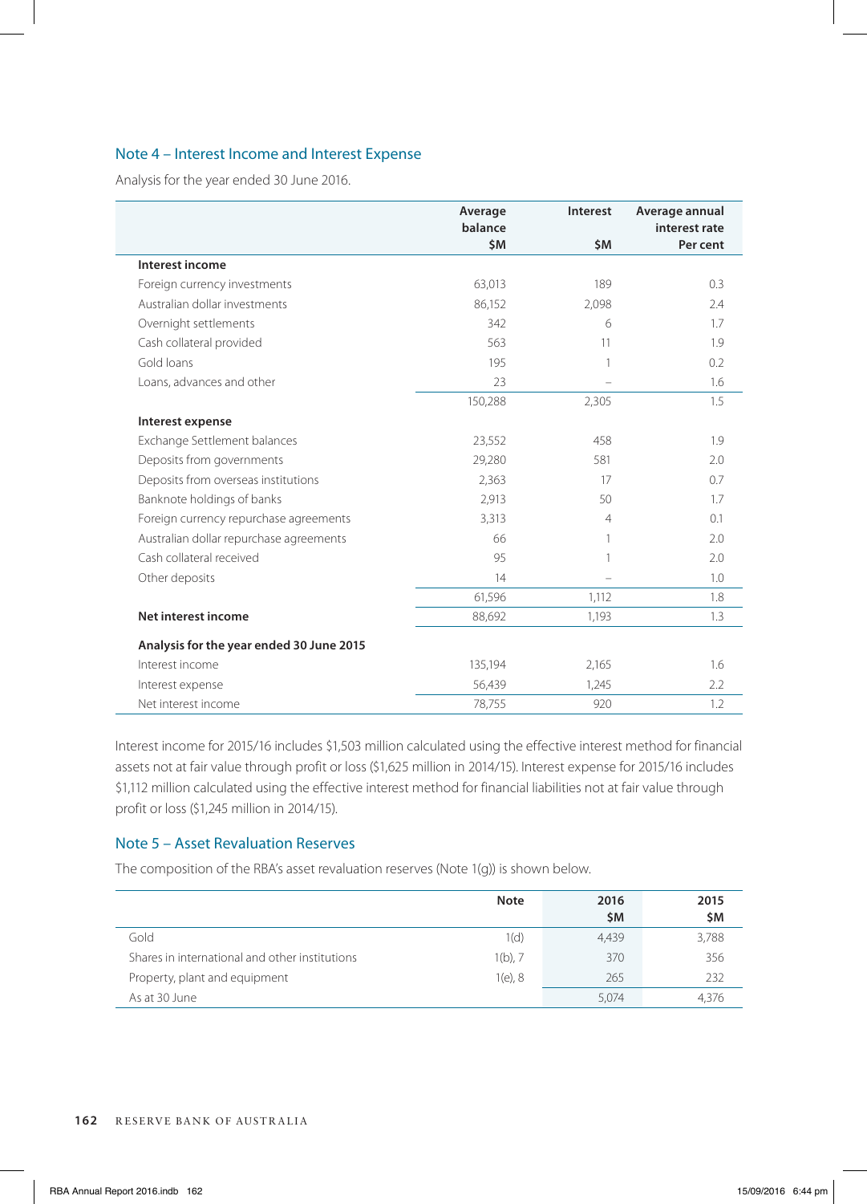## Note 4 – Interest Income and Interest Expense

Analysis for the year ended 30 June 2016.

| | Average balance $M | Interest $M | Average annual interest rate Per cent |
|---|---|---|---|
| **Interest income** | | | |
| Foreign currency investments | 63,013 | 189 | 0.3 |
| Australian dollar investments | 86,152 | 2,098 | 2.4 |
| Overnight settlements | 342 | 6 | 1.7 |
| Cash collateral provided | 563 | 11 | 1.9 |
| Gold loans | 195 | 1 | 0.2 |
| Loans, advances and other | 23 | – | 1.6 |
| | 150,288 | 2,305 | 1.5 |
| **Interest expense** | | | |
| Exchange Settlement balances | 23,552 | 458 | 1.9 |
| Deposits from governments | 29,280 | 581 | 2.0 |
| Deposits from overseas institutions | 2,363 | 17 | 0.7 |
| Banknote holdings of banks | 2,913 | 50 | 1.7 |
| Foreign currency repurchase agreements | 3,313 | 4 | 0.1 |
| Australian dollar repurchase agreements | 66 | 1 | 2.0 |
| Cash collateral received | 95 | 1 | 2.0 |
| Other deposits | 14 | – | 1.0 |
| | 61,596 | 1,112 | 1.8 |
| **Net interest income** | 88,692 | 1,193 | 1.3 |
| **Analysis for the year ended 30 June 2015** | | | |
| Interest income | 135,194 | 2,165 | 1.6 |
| Interest expense | 56,439 | 1,245 | 2.2 |
| Net interest income | 78,755 | 920 | 1.2 |

Interest income for 2015/16 includes $1,503 million calculated using the effective interest method for financial assets not at fair value through profit or loss ($1,625 million in 2014/15). Interest expense for 2015/16 includes $1,112 million calculated using the effective interest method for financial liabilities not at fair value through profit or loss ($1,245 million in 2014/15).

## Note 5 – Asset Revaluation Reserves

The composition of the RBA's asset revaluation reserves (Note 1(g)) is shown below.

| | Note | 2016 $M | 2015 $M |
|---|---|---|---|
| Gold | 1(d) | 4,439 | 3,788 |
| Shares in international and other institutions | 1(b), 7 | 370 | 356 |
| Property, plant and equipment | 1(e), 8 | 265 | 232 |
| As at 30 June | | 5,074 | 4,376 |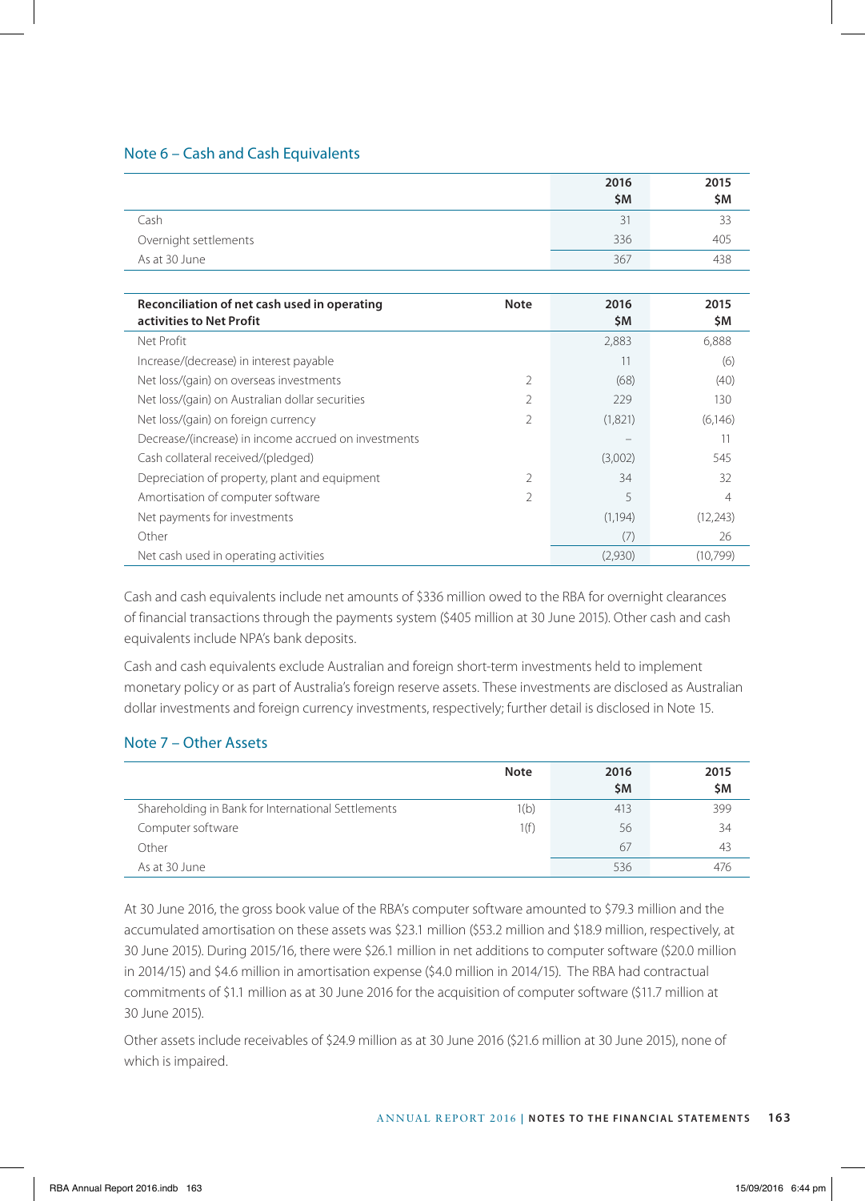## Note 6 – Cash and Cash Equivalents

| | 2016 $M | 2015 $M |
|---|---|---|
| Cash | 31 | 33 |
| Overnight settlements | 336 | 405 |
| As at 30 June | 367 | 438 |

| Reconciliation of net cash used in operating activities to Net Profit | Note | 2016 $M | 2015 $M |
|---|---|---|---|
| Net Profit | | 2,883 | 6,888 |
| Increase/(decrease) in interest payable | | 11 | (6) |
| Net loss/(gain) on overseas investments | 2 | (68) | (40) |
| Net loss/(gain) on Australian dollar securities | 2 | 229 | 130 |
| Net loss/(gain) on foreign currency | 2 | (1,821) | (6,146) |
| Decrease/(increase) in income accrued on investments | | – | 11 |
| Cash collateral received/(pledged) | | (3,002) | 545 |
| Depreciation of property, plant and equipment | 2 | 34 | 32 |
| Amortisation of computer software | 2 | 5 | 4 |
| Net payments for investments | | (1,194) | (12,243) |
| Other | | (7) | 26 |
| Net cash used in operating activities | | (2,930) | (10,799) |

Cash and cash equivalents include net amounts of $336 million owed to the RBA for overnight clearances of financial transactions through the payments system ($405 million at 30 June 2015). Other cash and cash equivalents include NPA's bank deposits.

Cash and cash equivalents exclude Australian and foreign short-term investments held to implement monetary policy or as part of Australia's foreign reserve assets. These investments are disclosed as Australian dollar investments and foreign currency investments, respectively; further detail is disclosed in Note 15.

## Note 7 – Other Assets

| | Note | 2016 $M | 2015 $M |
|---|---|---|---|
| Shareholding in Bank for International Settlements | 1(b) | 413 | 399 |
| Computer software | 1(f) | 56 | 34 |
| Other | | 67 | 43 |
| As at 30 June | | 536 | 476 |

At 30 June 2016, the gross book value of the RBA's computer software amounted to $79.3 million and the accumulated amortisation on these assets was $23.1 million ($53.2 million and $18.9 million, respectively, at 30 June 2015). During 2015/16, there were $26.1 million in net additions to computer software ($20.0 million in 2014/15) and $4.6 million in amortisation expense ($4.0 million in 2014/15). The RBA had contractual commitments of $1.1 million as at 30 June 2016 for the acquisition of computer software ($11.7 million at 30 June 2015).

Other assets include receivables of $24.9 million as at 30 June 2016 ($21.6 million at 30 June 2015), none of which is impaired.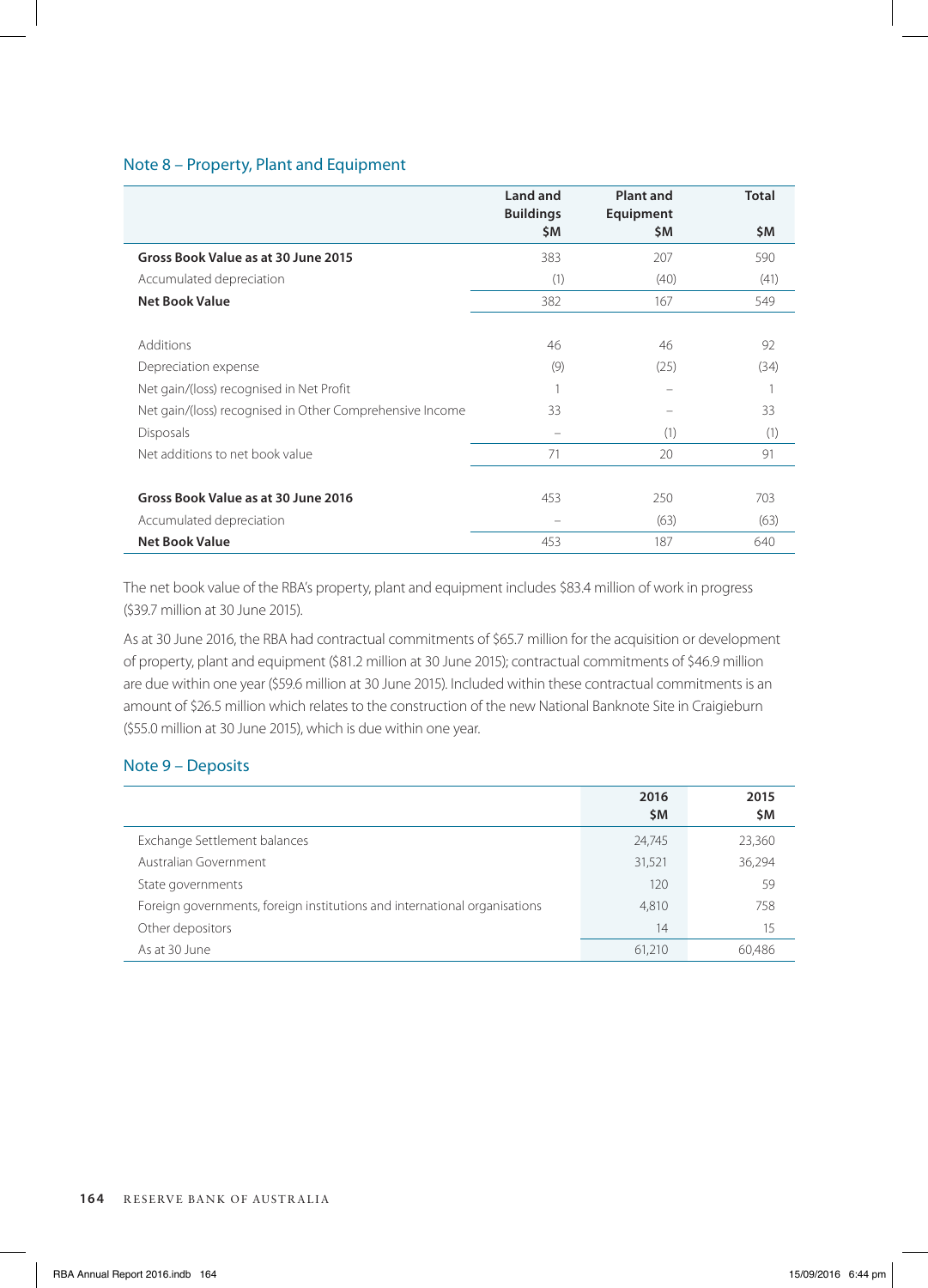## Note 8 – Property, Plant and Equipment

| | Land and Buildings $M | Plant and Equipment $M | Total $M |
|---|---|---|---|
| **Gross Book Value as at 30 June 2015** | 383 | 207 | 590 |
| Accumulated depreciation | (1) | (40) | (41) |
| **Net Book Value** | 382 | 167 | 549 |
| | | | |
| Additions | 46 | 46 | 92 |
| Depreciation expense | (9) | (25) | (34) |
| Net gain/(loss) recognised in Net Profit | 1 | – | 1 |
| Net gain/(loss) recognised in Other Comprehensive Income | 33 | – | 33 |
| Disposals | – | (1) | (1) |
| Net additions to net book value | 71 | 20 | 91 |
| | | | |
| **Gross Book Value as at 30 June 2016** | 453 | 250 | 703 |
| Accumulated depreciation | – | (63) | (63) |
| **Net Book Value** | 453 | 187 | 640 |

The net book value of the RBA's property, plant and equipment includes $83.4 million of work in progress ($39.7 million at 30 June 2015).

As at 30 June 2016, the RBA had contractual commitments of $65.7 million for the acquisition or development of property, plant and equipment ($81.2 million at 30 June 2015); contractual commitments of $46.9 million are due within one year ($59.6 million at 30 June 2015). Included within these contractual commitments is an amount of $26.5 million which relates to the construction of the new National Banknote Site in Craigieburn ($55.0 million at 30 June 2015), which is due within one year.

## Note 9 – Deposits

| | 2016 $M | 2015 $M |
|---|---|---|
| Exchange Settlement balances | 24,745 | 23,360 |
| Australian Government | 31,521 | 36,294 |
| State governments | 120 | 59 |
| Foreign governments, foreign institutions and international organisations | 4,810 | 758 |
| Other depositors | 14 | 15 |
| As at 30 June | 61,210 | 60,486 |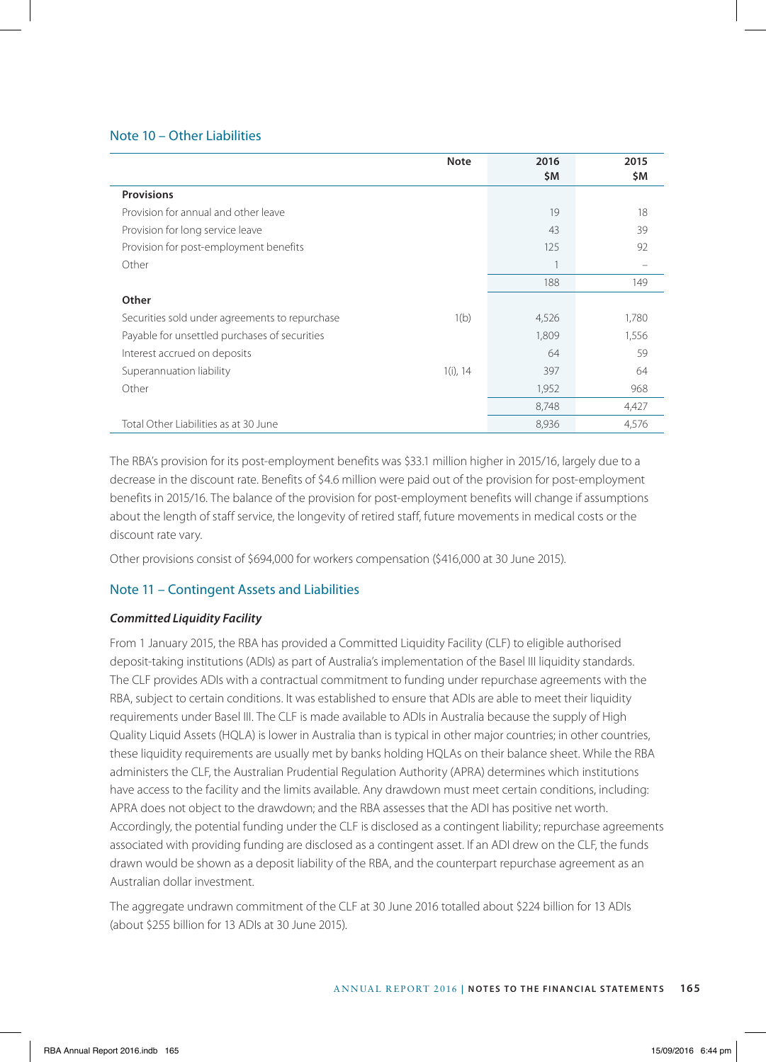## Note 10 – Other Liabilities

| | Note | 2016 $M | 2015 $M |
|---|---|---|---|
| **Provisions** | | | |
| Provision for annual and other leave | | 19 | 18 |
| Provision for long service leave | | 43 | 39 |
| Provision for post-employment benefits | | 125 | 92 |
| Other | | 1 | – |
| | | 188 | 149 |
| **Other** | | | |
| Securities sold under agreements to repurchase | 1(b) | 4,526 | 1,780 |
| Payable for unsettled purchases of securities | | 1,809 | 1,556 |
| Interest accrued on deposits | | 64 | 59 |
| Superannuation liability | 1(i), 14 | 397 | 64 |
| Other | | 1,952 | 968 |
| | | 8,748 | 4,427 |
| Total Other Liabilities as at 30 June | | 8,936 | 4,576 |

The RBA's provision for its post-employment benefits was $33.1 million higher in 2015/16, largely due to a decrease in the discount rate. Benefits of $4.6 million were paid out of the provision for post-employment benefits in 2015/16. The balance of the provision for post-employment benefits will change if assumptions about the length of staff service, the longevity of retired staff, future movements in medical costs or the discount rate vary.

Other provisions consist of $694,000 for workers compensation ($416,000 at 30 June 2015).

## Note 11 – Contingent Assets and Liabilities

### *Committed Liquidity Facility*

From 1 January 2015, the RBA has provided a Committed Liquidity Facility (CLF) to eligible authorised deposit-taking institutions (ADIs) as part of Australia's implementation of the Basel III liquidity standards. The CLF provides ADIs with a contractual commitment to funding under repurchase agreements with the RBA, subject to certain conditions. It was established to ensure that ADIs are able to meet their liquidity requirements under Basel III. The CLF is made available to ADIs in Australia because the supply of High Quality Liquid Assets (HQLA) is lower in Australia than is typical in other major countries; in other countries, these liquidity requirements are usually met by banks holding HQLAs on their balance sheet. While the RBA administers the CLF, the Australian Prudential Regulation Authority (APRA) determines which institutions have access to the facility and the limits available. Any drawdown must meet certain conditions, including: APRA does not object to the drawdown; and the RBA assesses that the ADI has positive net worth. Accordingly, the potential funding under the CLF is disclosed as a contingent liability; repurchase agreements associated with providing funding are disclosed as a contingent asset. If an ADI drew on the CLF, the funds drawn would be shown as a deposit liability of the RBA, and the counterpart repurchase agreement as an Australian dollar investment.

The aggregate undrawn commitment of the CLF at 30 June 2016 totalled about $224 billion for 13 ADIs (about $255 billion for 13 ADIs at 30 June 2015).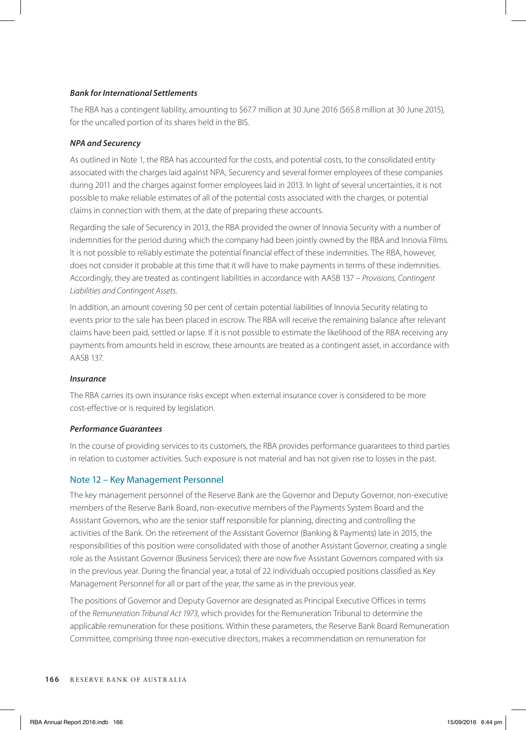#### *Bank for International Settlements*

The RBA has a contingent liability, amounting to $67.7 million at 30 June 2016 ($65.8 million at 30 June 2015), for the uncalled portion of its shares held in the BIS.

#### *NPA and Securency*

As outlined in Note 1, the RBA has accounted for the costs, and potential costs, to the consolidated entity associated with the charges laid against NPA, Securency and several former employees of these companies during 2011 and the charges against former employees laid in 2013. In light of several uncertainties, it is not possible to make reliable estimates of all of the potential costs associated with the charges, or potential claims in connection with them, at the date of preparing these accounts.

Regarding the sale of Securency in 2013, the RBA provided the owner of Innovia Security with a number of indemnities for the period during which the company had been jointly owned by the RBA and Innovia Films. It is not possible to reliably estimate the potential financial effect of these indemnities. The RBA, however, does not consider it probable at this time that it will have to make payments in terms of these indemnities. Accordingly, they are treated as contingent liabilities in accordance with AASB 137 – *Provisions, Contingent Liabilities and Contingent Assets*.

In addition, an amount covering 50 per cent of certain potential liabilities of Innovia Security relating to events prior to the sale has been placed in escrow. The RBA will receive the remaining balance after relevant claims have been paid, settled or lapse. If it is not possible to estimate the likelihood of the RBA receiving any payments from amounts held in escrow, these amounts are treated as a contingent asset, in accordance with AASB 137.

#### *Insurance*

The RBA carries its own insurance risks except when external insurance cover is considered to be more cost-effective or is required by legislation.

#### *Performance Guarantees*

In the course of providing services to its customers, the RBA provides performance guarantees to third parties in relation to customer activities. Such exposure is not material and has not given rise to losses in the past.

## Note 12 – Key Management Personnel

The key management personnel of the Reserve Bank are the Governor and Deputy Governor, non-executive members of the Reserve Bank Board, non-executive members of the Payments System Board and the Assistant Governors, who are the senior staff responsible for planning, directing and controlling the activities of the Bank. On the retirement of the Assistant Governor (Banking & Payments) late in 2015, the responsibilities of this position were consolidated with those of another Assistant Governor, creating a single role as the Assistant Governor (Business Services); there are now five Assistant Governors compared with six in the previous year. During the financial year, a total of 22 individuals occupied positions classified as Key Management Personnel for all or part of the year, the same as in the previous year.

The positions of Governor and Deputy Governor are designated as Principal Executive Offices in terms of the *Remuneration Tribunal Act 1973*, which provides for the Remuneration Tribunal to determine the applicable remuneration for these positions. Within these parameters, the Reserve Bank Board Remuneration Committee, comprising three non-executive directors, makes a recommendation on remuneration for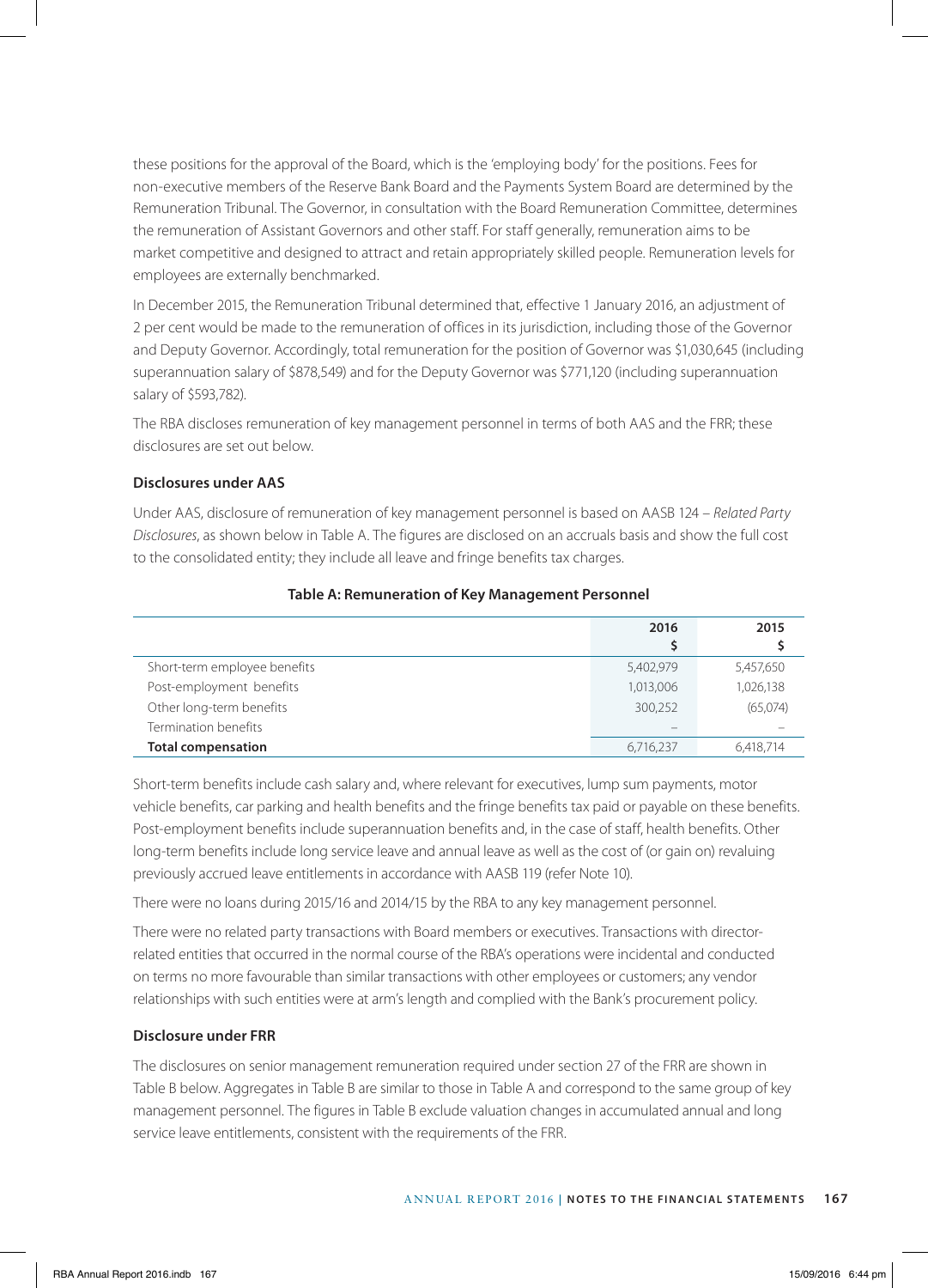these positions for the approval of the Board, which is the 'employing body' for the positions. Fees for non-executive members of the Reserve Bank Board and the Payments System Board are determined by the Remuneration Tribunal. The Governor, in consultation with the Board Remuneration Committee, determines the remuneration of Assistant Governors and other staff. For staff generally, remuneration aims to be market competitive and designed to attract and retain appropriately skilled people. Remuneration levels for employees are externally benchmarked.

In December 2015, the Remuneration Tribunal determined that, effective 1 January 2016, an adjustment of 2 per cent would be made to the remuneration of offices in its jurisdiction, including those of the Governor and Deputy Governor. Accordingly, total remuneration for the position of Governor was $1,030,645 (including superannuation salary of $878,549) and for the Deputy Governor was $771,120 (including superannuation salary of $593,782).

The RBA discloses remuneration of key management personnel in terms of both AAS and the FRR; these disclosures are set out below.

### Disclosures under AAS

Under AAS, disclosure of remuneration of key management personnel is based on AASB 124 – *Related Party Disclosures*, as shown below in Table A. The figures are disclosed on an accruals basis and show the full cost to the consolidated entity; they include all leave and fringe benefits tax charges.

**Table A: Remuneration of Key Management Personnel**

| | 2016 $ | 2015 $ |
|---|---|---|
| Short-term employee benefits | 5,402,979 | 5,457,650 |
| Post-employment benefits | 1,013,006 | 1,026,138 |
| Other long-term benefits | 300,252 | (65,074) |
| Termination benefits | – | – |
| **Total compensation** | 6,716,237 | 6,418,714 |

Short-term benefits include cash salary and, where relevant for executives, lump sum payments, motor vehicle benefits, car parking and health benefits and the fringe benefits tax paid or payable on these benefits. Post-employment benefits include superannuation benefits and, in the case of staff, health benefits. Other long-term benefits include long service leave and annual leave as well as the cost of (or gain on) revaluing previously accrued leave entitlements in accordance with AASB 119 (refer Note 10).

There were no loans during 2015/16 and 2014/15 by the RBA to any key management personnel.

There were no related party transactions with Board members or executives. Transactions with director-related entities that occurred in the normal course of the RBA's operations were incidental and conducted on terms no more favourable than similar transactions with other employees or customers; any vendor relationships with such entities were at arm's length and complied with the Bank's procurement policy.

### Disclosure under FRR

The disclosures on senior management remuneration required under section 27 of the FRR are shown in Table B below. Aggregates in Table B are similar to those in Table A and correspond to the same group of key management personnel. The figures in Table B exclude valuation changes in accumulated annual and long service leave entitlements, consistent with the requirements of the FRR.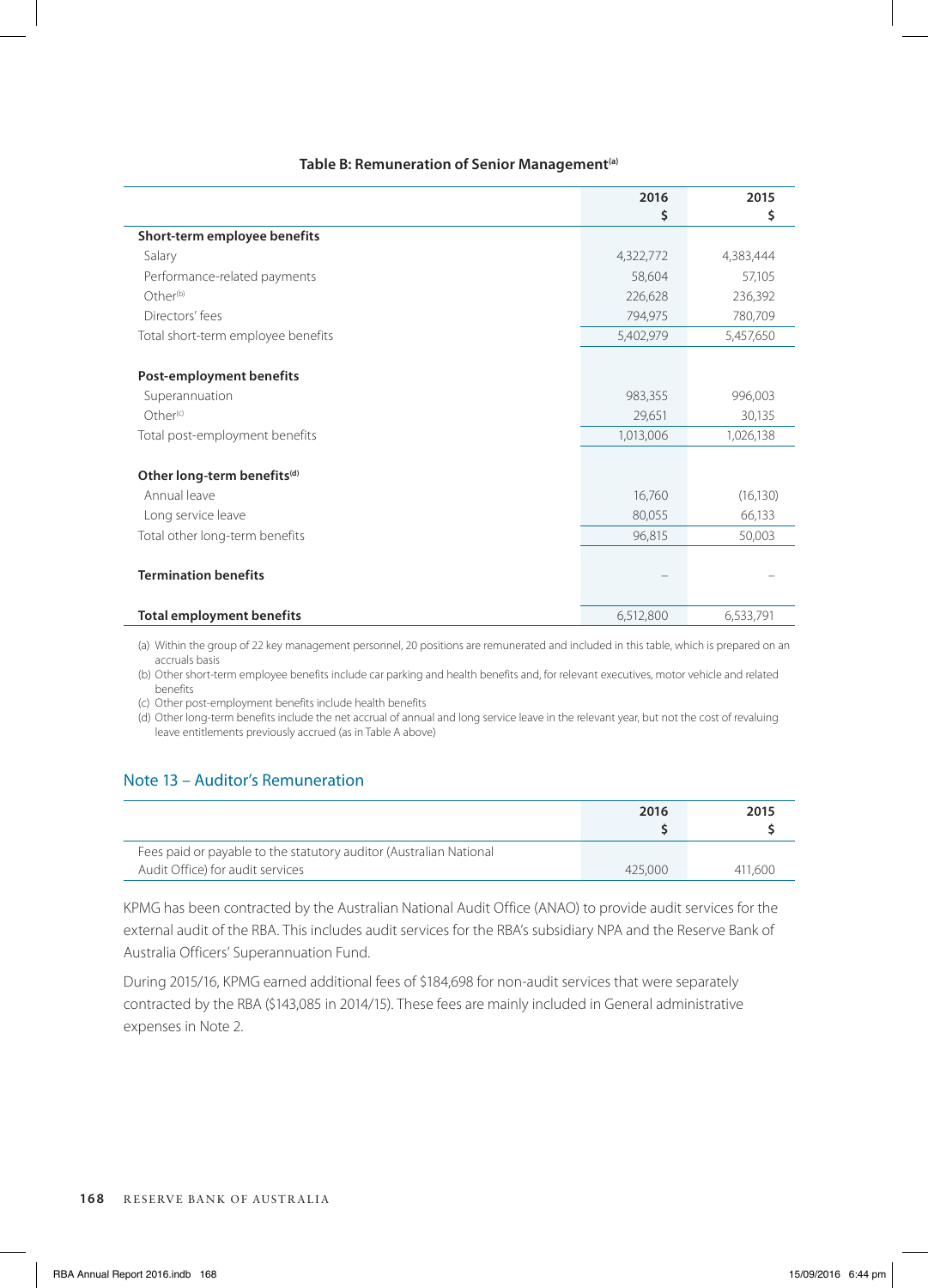**Table B: Remuneration of Senior Management[(a)]**

| | 2016 $ | 2015 $ |
|---|---|---|
| **Short-term employee benefits** | | |
| Salary | 4,322,772 | 4,383,444 |
| Performance-related payments | 58,604 | 57,105 |
| Other[(b)] | 226,628 | 236,392 |
| Directors' fees | 794,975 | 780,709 |
| Total short-term employee benefits | 5,402,979 | 5,457,650 |
| **Post-employment benefits** | | |
| Superannuation | 983,355 | 996,003 |
| Other[(c)] | 29,651 | 30,135 |
| Total post-employment benefits | 1,013,006 | 1,026,138 |
| **Other long-term benefits[(d)]** | | |
| Annual leave | 16,760 | (16,130) |
| Long service leave | 80,055 | 66,133 |
| Total other long-term benefits | 96,815 | 50,003 |
| **Termination benefits** | – | – |
| **Total employment benefits** | 6,512,800 | 6,533,791 |

(a) Within the group of 22 key management personnel, 20 positions are remunerated and included in this table, which is prepared on an accruals basis

(b) Other short-term employee benefits include car parking and health benefits and, for relevant executives, motor vehicle and related benefits

(c) Other post-employment benefits include health benefits

(d) Other long-term benefits include the net accrual of annual and long service leave in the relevant year, but not the cost of revaluing leave entitlements previously accrued (as in Table A above)

## Note 13 – Auditor's Remuneration

| | 2016 $ | 2015 $ |
|---|---|---|
| Fees paid or payable to the statutory auditor (Australian National Audit Office) for audit services | 425,000 | 411,600 |

KPMG has been contracted by the Australian National Audit Office (ANAO) to provide audit services for the external audit of the RBA. This includes audit services for the RBA's subsidiary NPA and the Reserve Bank of Australia Officers' Superannuation Fund.

During 2015/16, KPMG earned additional fees of $184,698 for non-audit services that were separately contracted by the RBA ($143,085 in 2014/15). These fees are mainly included in General administrative expenses in Note 2.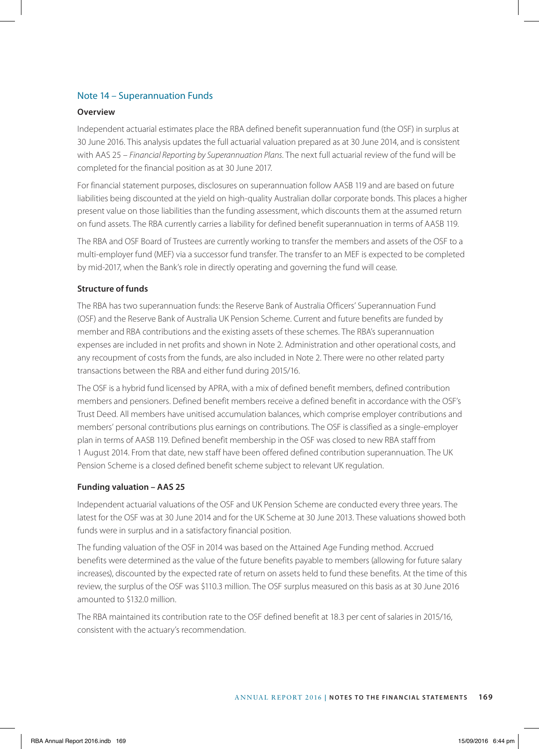## Note 14 – Superannuation Funds

### Overview

Independent actuarial estimates place the RBA defined benefit superannuation fund (the OSF) in surplus at 30 June 2016. This analysis updates the full actuarial valuation prepared as at 30 June 2014, and is consistent with AAS 25 – *Financial Reporting by Superannuation Plans*. The next full actuarial review of the fund will be completed for the financial position as at 30 June 2017.

For financial statement purposes, disclosures on superannuation follow AASB 119 and are based on future liabilities being discounted at the yield on high-quality Australian dollar corporate bonds. This places a higher present value on those liabilities than the funding assessment, which discounts them at the assumed return on fund assets. The RBA currently carries a liability for defined benefit superannuation in terms of AASB 119.

The RBA and OSF Board of Trustees are currently working to transfer the members and assets of the OSF to a multi-employer fund (MEF) via a successor fund transfer. The transfer to an MEF is expected to be completed by mid-2017, when the Bank's role in directly operating and governing the fund will cease.

### Structure of funds

The RBA has two superannuation funds: the Reserve Bank of Australia Officers' Superannuation Fund (OSF) and the Reserve Bank of Australia UK Pension Scheme. Current and future benefits are funded by member and RBA contributions and the existing assets of these schemes. The RBA's superannuation expenses are included in net profits and shown in Note 2. Administration and other operational costs, and any recoupment of costs from the funds, are also included in Note 2. There were no other related party transactions between the RBA and either fund during 2015/16.

The OSF is a hybrid fund licensed by APRA, with a mix of defined benefit members, defined contribution members and pensioners. Defined benefit members receive a defined benefit in accordance with the OSF's Trust Deed. All members have unitised accumulation balances, which comprise employer contributions and members' personal contributions plus earnings on contributions. The OSF is classified as a single-employer plan in terms of AASB 119. Defined benefit membership in the OSF was closed to new RBA staff from 1 August 2014. From that date, new staff have been offered defined contribution superannuation. The UK Pension Scheme is a closed defined benefit scheme subject to relevant UK regulation.

### Funding valuation – AAS 25

Independent actuarial valuations of the OSF and UK Pension Scheme are conducted every three years. The latest for the OSF was at 30 June 2014 and for the UK Scheme at 30 June 2013. These valuations showed both funds were in surplus and in a satisfactory financial position.

The funding valuation of the OSF in 2014 was based on the Attained Age Funding method. Accrued benefits were determined as the value of the future benefits payable to members (allowing for future salary increases), discounted by the expected rate of return on assets held to fund these benefits. At the time of this review, the surplus of the OSF was $110.3 million. The OSF surplus measured on this basis as at 30 June 2016 amounted to $132.0 million.

The RBA maintained its contribution rate to the OSF defined benefit at 18.3 per cent of salaries in 2015/16, consistent with the actuary's recommendation.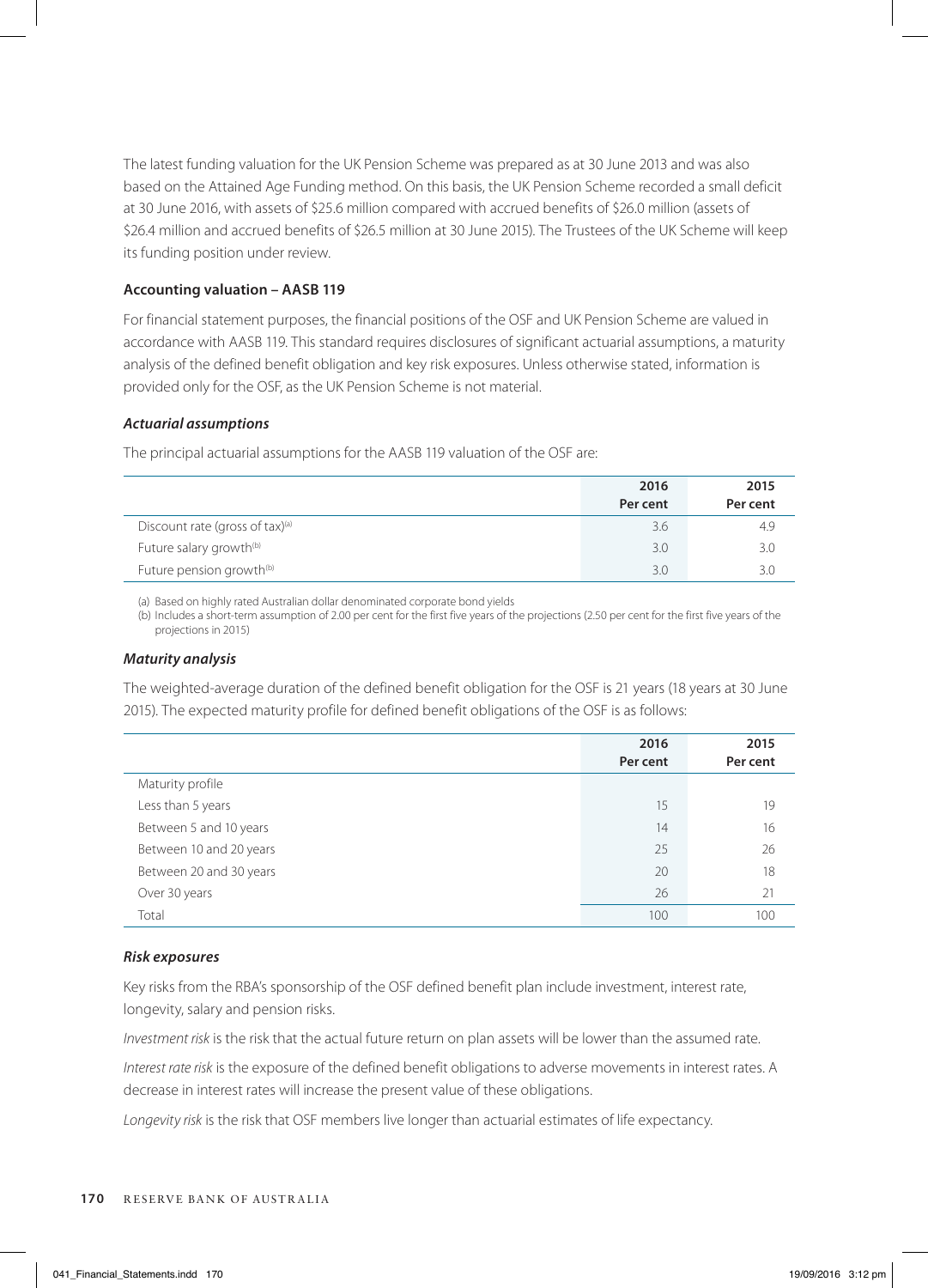The latest funding valuation for the UK Pension Scheme was prepared as at 30 June 2013 and was also based on the Attained Age Funding method. On this basis, the UK Pension Scheme recorded a small deficit at 30 June 2016, with assets of $25.6 million compared with accrued benefits of $26.0 million (assets of $26.4 million and accrued benefits of $26.5 million at 30 June 2015). The Trustees of the UK Scheme will keep its funding position under review.

#### Accounting valuation – AASB 119

For financial statement purposes, the financial positions of the OSF and UK Pension Scheme are valued in accordance with AASB 119. This standard requires disclosures of significant actuarial assumptions, a maturity analysis of the defined benefit obligation and key risk exposures. Unless otherwise stated, information is provided only for the OSF, as the UK Pension Scheme is not material.

##### *Actuarial assumptions*

The principal actuarial assumptions for the AASB 119 valuation of the OSF are:

| | 2016<br>Per cent | 2015<br>Per cent |
|---|---|---|
| Discount rate (gross of tax)[(a)] | 3.6 | 4.9 |
| Future salary growth[(b)] | 3.0 | 3.0 |
| Future pension growth[(b)] | 3.0 | 3.0 |

(a) Based on highly rated Australian dollar denominated corporate bond yields
(b) Includes a short-term assumption of 2.00 per cent for the first five years of the projections (2.50 per cent for the first five years of the projections in 2015)

##### *Maturity analysis*

The weighted-average duration of the defined benefit obligation for the OSF is 21 years (18 years at 30 June 2015). The expected maturity profile for defined benefit obligations of the OSF is as follows:

| | 2016<br>Per cent | 2015<br>Per cent |
|---|---|---|
| Maturity profile | | |
| Less than 5 years | 15 | 19 |
| Between 5 and 10 years | 14 | 16 |
| Between 10 and 20 years | 25 | 26 |
| Between 20 and 30 years | 20 | 18 |
| Over 30 years | 26 | 21 |
| Total | 100 | 100 |

##### *Risk exposures*

Key risks from the RBA's sponsorship of the OSF defined benefit plan include investment, interest rate, longevity, salary and pension risks.

*Investment risk* is the risk that the actual future return on plan assets will be lower than the assumed rate.

*Interest rate risk* is the exposure of the defined benefit obligations to adverse movements in interest rates. A decrease in interest rates will increase the present value of these obligations.

*Longevity risk* is the risk that OSF members live longer than actuarial estimates of life expectancy.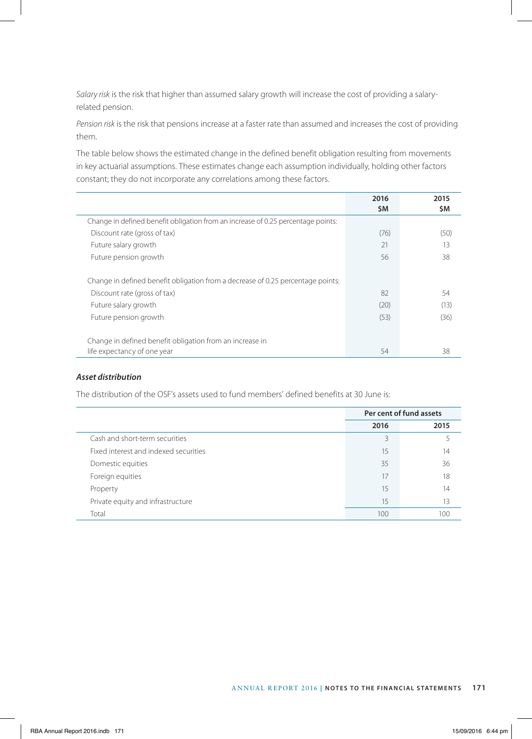*Salary risk* is the risk that higher than assumed salary growth will increase the cost of providing a salary-related pension.

*Pension risk* is the risk that pensions increase at a faster rate than assumed and increases the cost of providing them.

The table below shows the estimated change in the defined benefit obligation resulting from movements in key actuarial assumptions. These estimates change each assumption individually, holding other factors constant; they do not incorporate any correlations among these factors.

| | 2016 $M | 2015 $M |
|---|---|---|
| Change in defined benefit obligation from an increase of 0.25 percentage points: | | |
| Discount rate (gross of tax) | (76) | (50) |
| Future salary growth | 21 | 13 |
| Future pension growth | 56 | 38 |
| Change in defined benefit obligation from a decrease of 0.25 percentage points: | | |
| Discount rate (gross of tax) | 82 | 54 |
| Future salary growth | (20) | (13) |
| Future pension growth | (53) | (36) |
| Change in defined benefit obligation from an increase in life expectancy of one year | 54 | 38 |

***Asset distribution***

The distribution of the OSF's assets used to fund members' defined benefits at 30 June is:

| | Per cent of fund assets | |
|---|---|---|
| | 2016 | 2015 |
| Cash and short-term securities | 3 | 5 |
| Fixed interest and indexed securities | 15 | 14 |
| Domestic equities | 35 | 36 |
| Foreign equities | 17 | 18 |
| Property | 15 | 14 |
| Private equity and infrastructure | 15 | 13 |
| Total | 100 | 100 |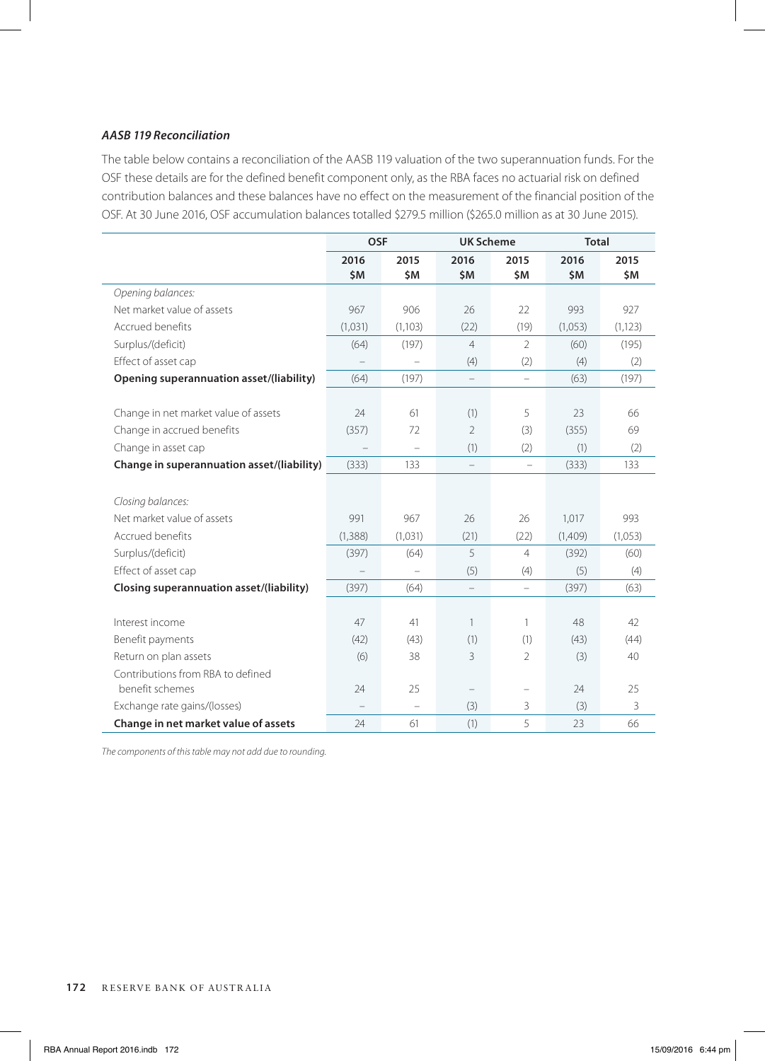### *AASB 119 Reconciliation*

The table below contains a reconciliation of the AASB 119 valuation of the two superannuation funds. For the OSF these details are for the defined benefit component only, as the RBA faces no actuarial risk on defined contribution balances and these balances have no effect on the measurement of the financial position of the OSF. At 30 June 2016, OSF accumulation balances totalled $279.5 million ($265.0 million as at 30 June 2015).

| | OSF | | UK Scheme | | Total | |
|---|---|---|---|---|---|---|
| | 2016 $M | 2015 $M | 2016 $M | 2015 $M | 2016 $M | 2015 $M |
| *Opening balances:* | | | | | | |
| Net market value of assets | 967 | 906 | 26 | 22 | 993 | 927 |
| Accrued benefits | (1,031) | (1,103) | (22) | (19) | (1,053) | (1,123) |
| Surplus/(deficit) | (64) | (197) | 4 | 2 | (60) | (195) |
| Effect of asset cap | – | – | (4) | (2) | (4) | (2) |
| **Opening superannuation asset/(liability)** | (64) | (197) | – | – | (63) | (197) |
| | | | | | | |
| Change in net market value of assets | 24 | 61 | (1) | 5 | 23 | 66 |
| Change in accrued benefits | (357) | 72 | 2 | (3) | (355) | 69 |
| Change in asset cap | – | – | (1) | (2) | (1) | (2) |
| **Change in superannuation asset/(liability)** | (333) | 133 | – | – | (333) | 133 |
| | | | | | | |
| *Closing balances:* | | | | | | |
| Net market value of assets | 991 | 967 | 26 | 26 | 1,017 | 993 |
| Accrued benefits | (1,388) | (1,031) | (21) | (22) | (1,409) | (1,053) |
| Surplus/(deficit) | (397) | (64) | 5 | 4 | (392) | (60) |
| Effect of asset cap | – | – | (5) | (4) | (5) | (4) |
| **Closing superannuation asset/(liability)** | (397) | (64) | – | – | (397) | (63) |
| | | | | | | |
| Interest income | 47 | 41 | 1 | 1 | 48 | 42 |
| Benefit payments | (42) | (43) | (1) | (1) | (43) | (44) |
| Return on plan assets | (6) | 38 | 3 | 2 | (3) | 40 |
| Contributions from RBA to defined benefit schemes | 24 | 25 | – | – | 24 | 25 |
| Exchange rate gains/(losses) | – | – | (3) | 3 | (3) | 3 |
| **Change in net market value of assets** | 24 | 61 | (1) | 5 | 23 | 66 |

*The components of this table may not add due to rounding.*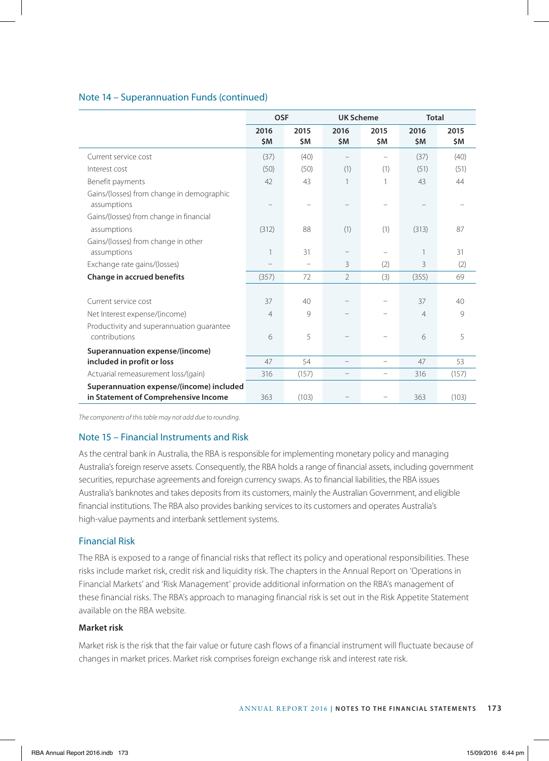## Note 14 – Superannuation Funds (continued)

| | OSF | | UK Scheme | | Total | |
|---|---|---|---|---|---|---|
| | 2016 $M | 2015 $M | 2016 $M | 2015 $M | 2016 $M | 2015 $M |
| Current service cost | (37) | (40) | – | – | (37) | (40) |
| Interest cost | (50) | (50) | (1) | (1) | (51) | (51) |
| Benefit payments | 42 | 43 | 1 | 1 | 43 | 44 |
| Gains/(losses) from change in demographic assumptions | – | – | – | – | – | – |
| Gains/(losses) from change in financial assumptions | (312) | 88 | (1) | (1) | (313) | 87 |
| Gains/(losses) from change in other assumptions | 1 | 31 | – | – | 1 | 31 |
| Exchange rate gains/(losses) | – | – | 3 | (2) | 3 | (2) |
| **Change in accrued benefits** | (357) | 72 | 2 | (3) | (355) | 69 |
| | | | | | | |
| Current service cost | 37 | 40 | – | – | 37 | 40 |
| Net Interest expense/(income) | 4 | 9 | – | – | 4 | 9 |
| Productivity and superannuation guarantee contributions | 6 | 5 | – | – | 6 | 5 |
| **Superannuation expense/(income) included in profit or loss** | 47 | 54 | – | – | 47 | 53 |
| Actuarial remeasurement loss/(gain) | 316 | (157) | – | – | 316 | (157) |
| **Superannuation expense/(income) included in Statement of Comprehensive Income** | 363 | (103) | – | – | 363 | (103) |

*The components of this table may not add due to rounding.*

## Note 15 – Financial Instruments and Risk

As the central bank in Australia, the RBA is responsible for implementing monetary policy and managing Australia's foreign reserve assets. Consequently, the RBA holds a range of financial assets, including government securities, repurchase agreements and foreign currency swaps. As to financial liabilities, the RBA issues Australia's banknotes and takes deposits from its customers, mainly the Australian Government, and eligible financial institutions. The RBA also provides banking services to its customers and operates Australia's high-value payments and interbank settlement systems.

### Financial Risk

The RBA is exposed to a range of financial risks that reflect its policy and operational responsibilities. These risks include market risk, credit risk and liquidity risk. The chapters in the Annual Report on 'Operations in Financial Markets' and 'Risk Management' provide additional information on the RBA's management of these financial risks. The RBA's approach to managing financial risk is set out in the Risk Appetite Statement available on the RBA website.

**Market risk**

Market risk is the risk that the fair value or future cash flows of a financial instrument will fluctuate because of changes in market prices. Market risk comprises foreign exchange risk and interest rate risk.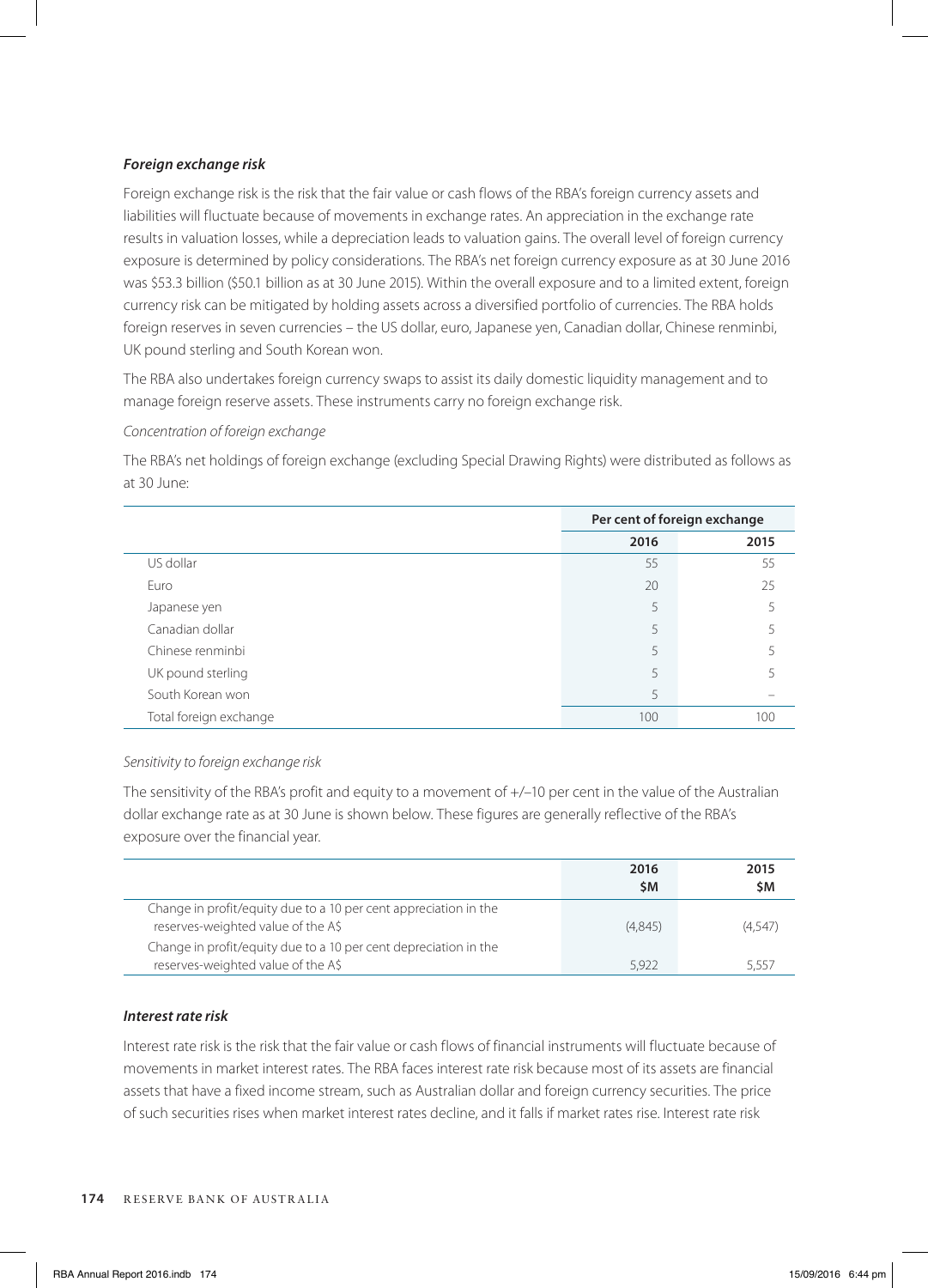***Foreign exchange risk***

Foreign exchange risk is the risk that the fair value or cash flows of the RBA's foreign currency assets and liabilities will fluctuate because of movements in exchange rates. An appreciation in the exchange rate results in valuation losses, while a depreciation leads to valuation gains. The overall level of foreign currency exposure is determined by policy considerations. The RBA's net foreign currency exposure as at 30 June 2016 was $53.3 billion ($50.1 billion as at 30 June 2015). Within the overall exposure and to a limited extent, foreign currency risk can be mitigated by holding assets across a diversified portfolio of currencies. The RBA holds foreign reserves in seven currencies – the US dollar, euro, Japanese yen, Canadian dollar, Chinese renminbi, UK pound sterling and South Korean won.

The RBA also undertakes foreign currency swaps to assist its daily domestic liquidity management and to manage foreign reserve assets. These instruments carry no foreign exchange risk.

*Concentration of foreign exchange*

The RBA's net holdings of foreign exchange (excluding Special Drawing Rights) were distributed as follows as at 30 June:

| | Per cent of foreign exchange | |
|---|---|---|
| | **2016** | **2015** |
| US dollar | 55 | 55 |
| Euro | 20 | 25 |
| Japanese yen | 5 | 5 |
| Canadian dollar | 5 | 5 |
| Chinese renminbi | 5 | 5 |
| UK pound sterling | 5 | 5 |
| South Korean won | 5 | – |
| Total foreign exchange | 100 | 100 |

*Sensitivity to foreign exchange risk*

The sensitivity of the RBA's profit and equity to a movement of +/–10 per cent in the value of the Australian dollar exchange rate as at 30 June is shown below. These figures are generally reflective of the RBA's exposure over the financial year.

| | **2016 $M** | **2015 $M** |
|---|---|---|
| Change in profit/equity due to a 10 per cent appreciation in the reserves-weighted value of the A$ | (4,845) | (4,547) |
| Change in profit/equity due to a 10 per cent depreciation in the reserves-weighted value of the A$ | 5,922 | 5,557 |

***Interest rate risk***

Interest rate risk is the risk that the fair value or cash flows of financial instruments will fluctuate because of movements in market interest rates. The RBA faces interest rate risk because most of its assets are financial assets that have a fixed income stream, such as Australian dollar and foreign currency securities. The price of such securities rises when market interest rates decline, and it falls if market rates rise. Interest rate risk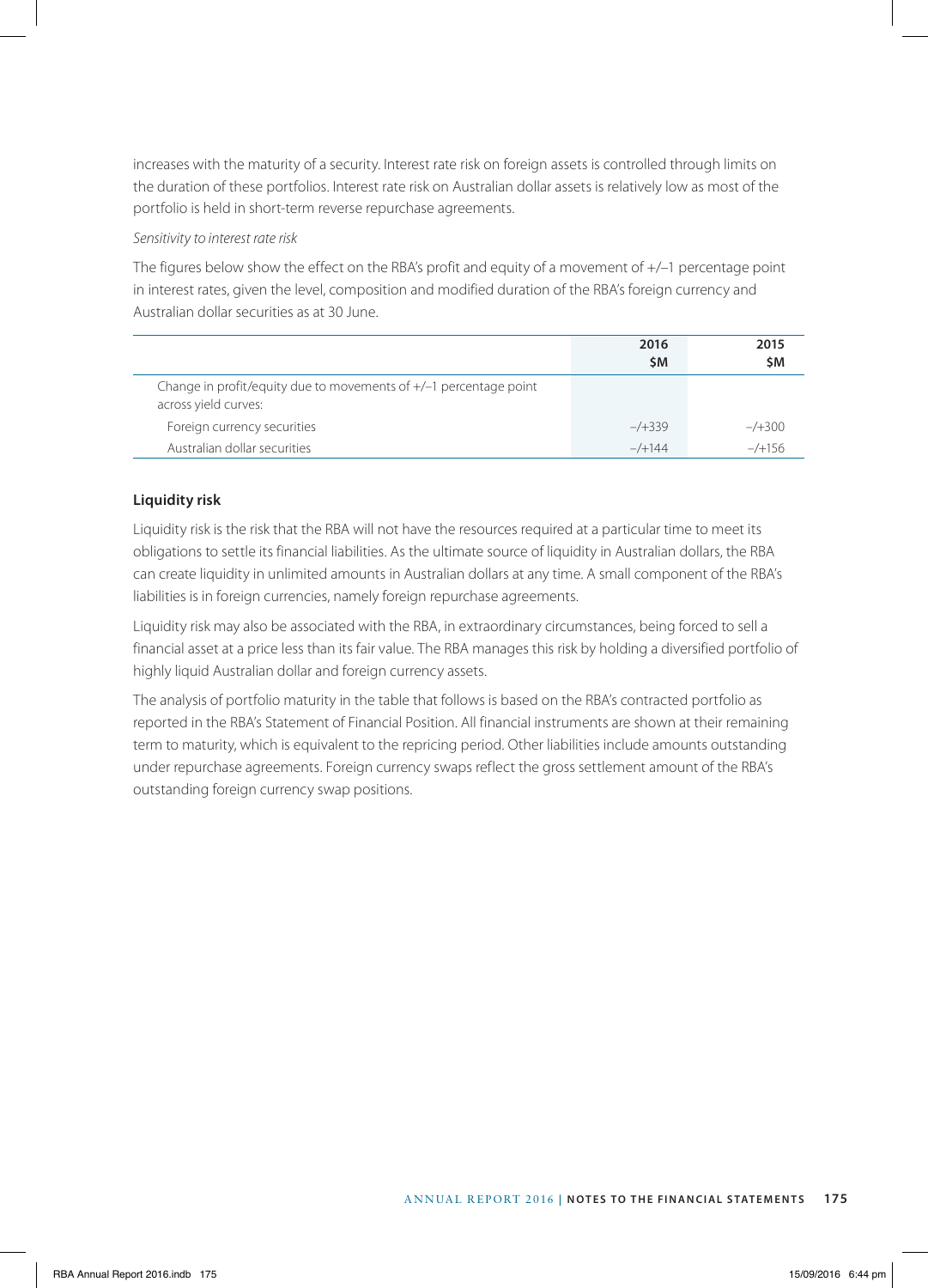increases with the maturity of a security. Interest rate risk on foreign assets is controlled through limits on the duration of these portfolios. Interest rate risk on Australian dollar assets is relatively low as most of the portfolio is held in short-term reverse repurchase agreements.

*Sensitivity to interest rate risk*

The figures below show the effect on the RBA's profit and equity of a movement of +/–1 percentage point in interest rates, given the level, composition and modified duration of the RBA's foreign currency and Australian dollar securities as at 30 June.

| | 2016<br>$M | 2015<br>$M |
|---|---|---|
| Change in profit/equity due to movements of +/–1 percentage point across yield curves: | | |
| Foreign currency securities | –/+339 | –/+300 |
| Australian dollar securities | –/+144 | –/+156 |

### Liquidity risk

Liquidity risk is the risk that the RBA will not have the resources required at a particular time to meet its obligations to settle its financial liabilities. As the ultimate source of liquidity in Australian dollars, the RBA can create liquidity in unlimited amounts in Australian dollars at any time. A small component of the RBA's liabilities is in foreign currencies, namely foreign repurchase agreements.

Liquidity risk may also be associated with the RBA, in extraordinary circumstances, being forced to sell a financial asset at a price less than its fair value. The RBA manages this risk by holding a diversified portfolio of highly liquid Australian dollar and foreign currency assets.

The analysis of portfolio maturity in the table that follows is based on the RBA's contracted portfolio as reported in the RBA's Statement of Financial Position. All financial instruments are shown at their remaining term to maturity, which is equivalent to the repricing period. Other liabilities include amounts outstanding under repurchase agreements. Foreign currency swaps reflect the gross settlement amount of the RBA's outstanding foreign currency swap positions.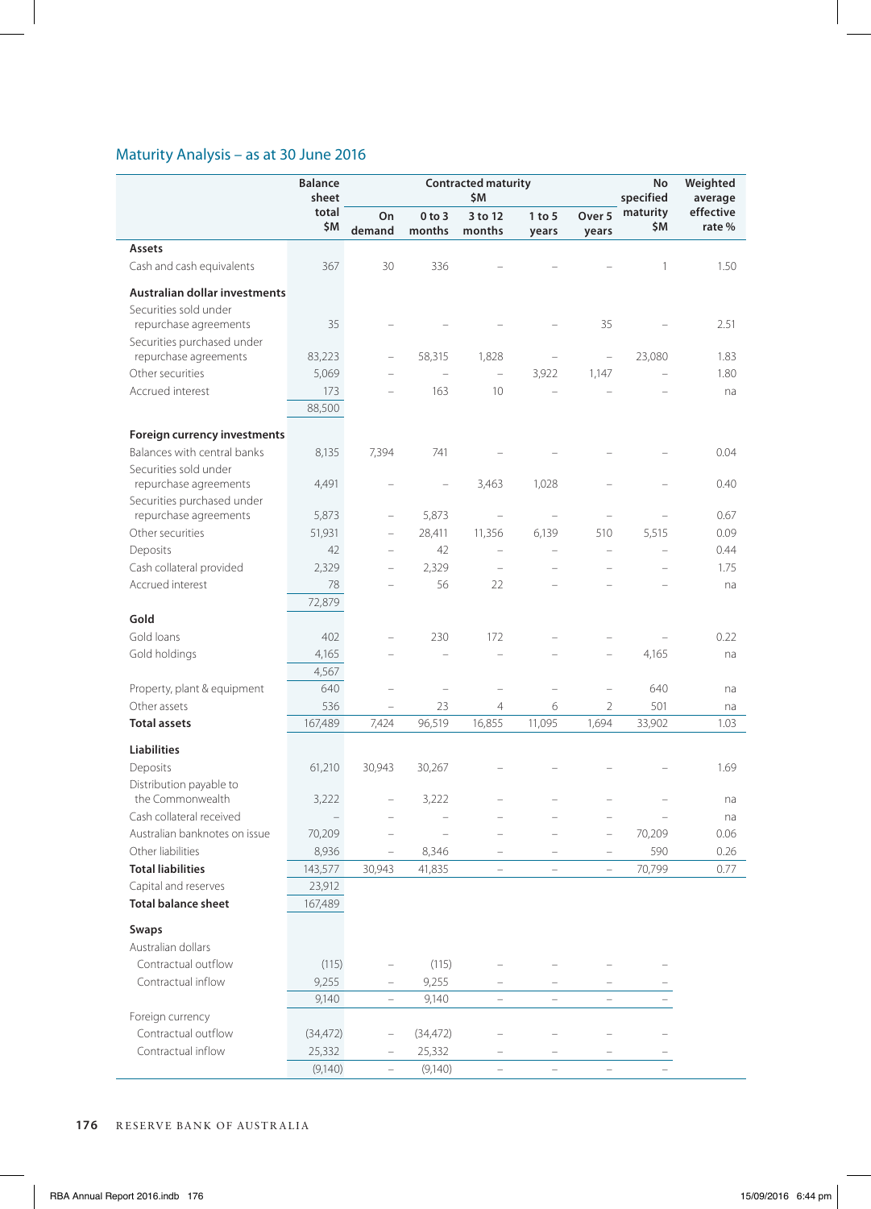## Maturity Analysis – as at 30 June 2016

| | Balance sheet total $M | Contracted maturity $M | | | | | No specified maturity $M | Weighted average effective rate % |
|---|---|---|---|---|---|---|---|---|
| | | On demand | 0 to 3 months | 3 to 12 months | 1 to 5 years | Over 5 years | | |
| **Assets** | | | | | | | | |
| Cash and cash equivalents | 367 | 30 | 336 | – | – | – | 1 | 1.50 |
| **Australian dollar investments** | | | | | | | | |
| Securities sold under repurchase agreements | 35 | – | – | – | – | 35 | – | 2.51 |
| Securities purchased under repurchase agreements | 83,223 | – | 58,315 | 1,828 | – | – | 23,080 | 1.83 |
| Other securities | 5,069 | – | – | – | 3,922 | 1,147 | – | 1.80 |
| Accrued interest | 173 | – | 163 | 10 | – | – | – | na |
| | 88,500 | | | | | | | |
| **Foreign currency investments** | | | | | | | | |
| Balances with central banks | 8,135 | 7,394 | 741 | – | – | – | – | 0.04 |
| Securities sold under repurchase agreements | 4,491 | – | – | 3,463 | 1,028 | – | – | 0.40 |
| Securities purchased under repurchase agreements | 5,873 | – | 5,873 | – | – | – | – | 0.67 |
| Other securities | 51,931 | – | 28,411 | 11,356 | 6,139 | 510 | 5,515 | 0.09 |
| Deposits | 42 | – | 42 | – | – | – | – | 0.44 |
| Cash collateral provided | 2,329 | – | 2,329 | – | – | – | – | 1.75 |
| Accrued interest | 78 | – | 56 | 22 | – | – | – | na |
| | 72,879 | | | | | | | |
| **Gold** | | | | | | | | |
| Gold loans | 402 | – | 230 | 172 | – | – | – | 0.22 |
| Gold holdings | 4,165 | – | – | – | – | – | 4,165 | na |
| | 4,567 | | | | | | | |
| Property, plant & equipment | 640 | – | – | – | – | – | 640 | na |
| Other assets | 536 | – | 23 | 4 | 6 | 2 | 501 | na |
| **Total assets** | 167,489 | 7,424 | 96,519 | 16,855 | 11,095 | 1,694 | 33,902 | 1.03 |
| **Liabilities** | | | | | | | | |
| Deposits | 61,210 | 30,943 | 30,267 | – | – | – | – | 1.69 |
| Distribution payable to the Commonwealth | 3,222 | – | 3,222 | – | – | – | – | na |
| Cash collateral received | – | – | – | – | – | – | – | na |
| Australian banknotes on issue | 70,209 | – | – | – | – | – | 70,209 | 0.06 |
| Other liabilities | 8,936 | – | 8,346 | – | – | – | 590 | 0.26 |
| **Total liabilities** | 143,577 | 30,943 | 41,835 | – | – | – | 70,799 | 0.77 |
| Capital and reserves | 23,912 | | | | | | | |
| **Total balance sheet** | 167,489 | | | | | | | |
| **Swaps** | | | | | | | | |
| Australian dollars | | | | | | | | |
| Contractual outflow | (115) | – | (115) | – | – | – | – | |
| Contractual inflow | 9,255 | – | 9,255 | – | – | – | – | |
| | 9,140 | – | 9,140 | – | – | – | – | |
| Foreign currency | | | | | | | | |
| Contractual outflow | (34,472) | – | (34,472) | – | – | – | – | |
| Contractual inflow | 25,332 | – | 25,332 | – | – | – | – | |
| | (9,140) | – | (9,140) | – | – | – | – | |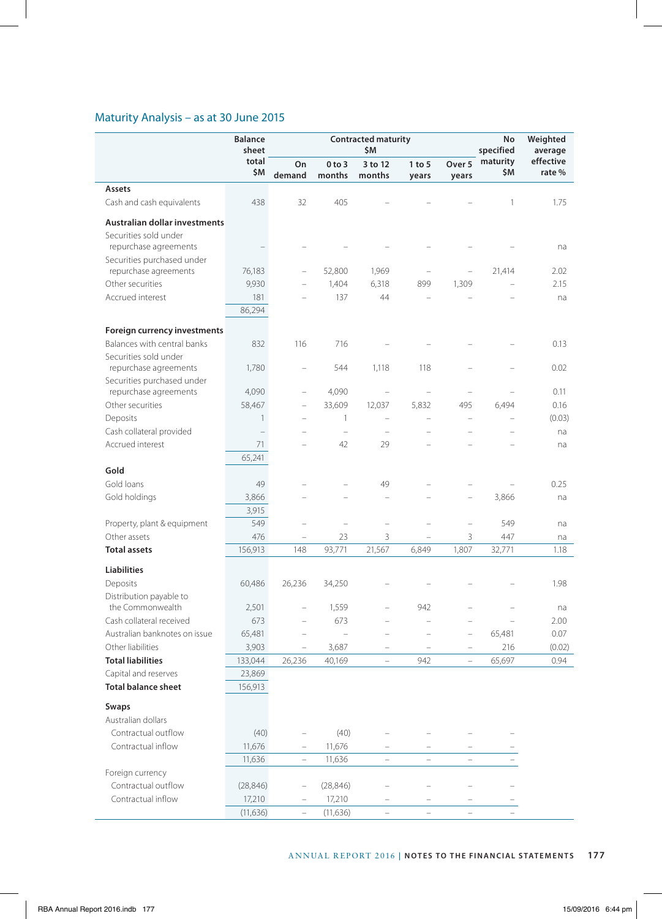## Maturity Analysis – as at 30 June 2015

| | Balance sheet total $M | Contracted maturity $M | | | | | No specified maturity $M | Weighted average effective rate % |
|---|---|---|---|---|---|---|---|---|
| | | On demand | 0 to 3 months | 3 to 12 months | 1 to 5 years | Over 5 years | | |
| **Assets** | | | | | | | | |
| Cash and cash equivalents | 438 | 32 | 405 | – | – | – | 1 | 1.75 |
| **Australian dollar investments** | | | | | | | | |
| Securities sold under repurchase agreements | – | – | – | – | – | – | – | na |
| Securities purchased under repurchase agreements | 76,183 | – | 52,800 | 1,969 | – | – | 21,414 | 2.02 |
| Other securities | 9,930 | – | 1,404 | 6,318 | 899 | 1,309 | – | 2.15 |
| Accrued interest | 181 | – | 137 | 44 | – | – | – | na |
| | 86,294 | | | | | | | |
| **Foreign currency investments** | | | | | | | | |
| Balances with central banks | 832 | 116 | 716 | – | – | – | – | 0.13 |
| Securities sold under repurchase agreements | 1,780 | – | 544 | 1,118 | 118 | – | – | 0.02 |
| Securities purchased under repurchase agreements | 4,090 | – | 4,090 | – | – | – | – | 0.11 |
| Other securities | 58,467 | – | 33,609 | 12,037 | 5,832 | 495 | 6,494 | 0.16 |
| Deposits | 1 | – | 1 | – | – | – | – | (0.03) |
| Cash collateral provided | – | – | – | – | – | – | – | na |
| Accrued interest | 71 | – | 42 | 29 | – | – | – | na |
| | 65,241 | | | | | | | |
| **Gold** | | | | | | | | |
| Gold loans | 49 | – | – | 49 | – | – | – | 0.25 |
| Gold holdings | 3,866 | – | – | – | – | – | 3,866 | na |
| | 3,915 | | | | | | | |
| Property, plant & equipment | 549 | – | – | – | – | – | 549 | na |
| Other assets | 476 | – | 23 | 3 | – | 3 | 447 | na |
| **Total assets** | 156,913 | 148 | 93,771 | 21,567 | 6,849 | 1,807 | 32,771 | 1.18 |
| **Liabilities** | | | | | | | | |
| Deposits | 60,486 | 26,236 | 34,250 | – | – | – | – | 1.98 |
| Distribution payable to the Commonwealth | 2,501 | – | 1,559 | – | 942 | – | – | na |
| Cash collateral received | 673 | – | 673 | – | – | – | – | 2.00 |
| Australian banknotes on issue | 65,481 | – | – | – | – | – | 65,481 | 0.07 |
| Other liabilities | 3,903 | – | 3,687 | – | – | – | 216 | (0.02) |
| **Total liabilities** | 133,044 | 26,236 | 40,169 | – | 942 | – | 65,697 | 0.94 |
| Capital and reserves | 23,869 | | | | | | | |
| **Total balance sheet** | 156,913 | | | | | | | |
| **Swaps** | | | | | | | | |
| Australian dollars | | | | | | | | |
| Contractual outflow | (40) | – | (40) | – | – | – | – | |
| Contractual inflow | 11,676 | – | 11,676 | – | – | – | – | |
| | 11,636 | – | 11,636 | – | – | – | – | |
| Foreign currency | | | | | | | | |
| Contractual outflow | (28,846) | – | (28,846) | – | – | – | – | |
| Contractual inflow | 17,210 | – | 17,210 | – | – | – | – | |
| | (11,636) | – | (11,636) | – | – | – | – | |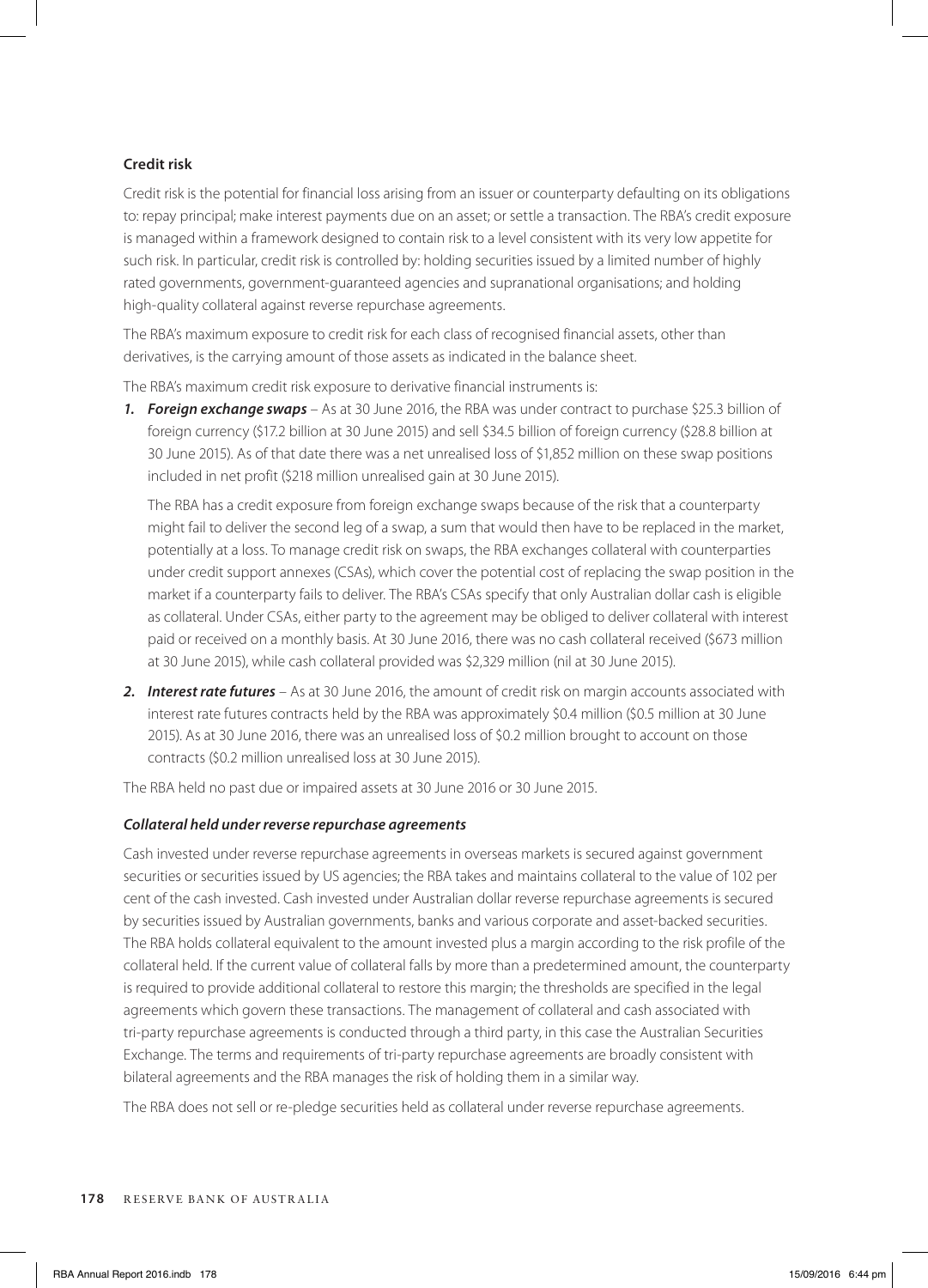### Credit risk

Credit risk is the potential for financial loss arising from an issuer or counterparty defaulting on its obligations to: repay principal; make interest payments due on an asset; or settle a transaction. The RBA's credit exposure is managed within a framework designed to contain risk to a level consistent with its very low appetite for such risk. In particular, credit risk is controlled by: holding securities issued by a limited number of highly rated governments, government-guaranteed agencies and supranational organisations; and holding high-quality collateral against reverse repurchase agreements.

The RBA's maximum exposure to credit risk for each class of recognised financial assets, other than derivatives, is the carrying amount of those assets as indicated in the balance sheet.

The RBA's maximum credit risk exposure to derivative financial instruments is:

1. ***Foreign exchange swaps*** – As at 30 June 2016, the RBA was under contract to purchase $25.3 billion of foreign currency ($17.2 billion at 30 June 2015) and sell $34.5 billion of foreign currency ($28.8 billion at 30 June 2015). As of that date there was a net unrealised loss of $1,852 million on these swap positions included in net profit ($218 million unrealised gain at 30 June 2015).

   The RBA has a credit exposure from foreign exchange swaps because of the risk that a counterparty might fail to deliver the second leg of a swap, a sum that would then have to be replaced in the market, potentially at a loss. To manage credit risk on swaps, the RBA exchanges collateral with counterparties under credit support annexes (CSAs), which cover the potential cost of replacing the swap position in the market if a counterparty fails to deliver. The RBA's CSAs specify that only Australian dollar cash is eligible as collateral. Under CSAs, either party to the agreement may be obliged to deliver collateral with interest paid or received on a monthly basis. At 30 June 2016, there was no cash collateral received ($673 million at 30 June 2015), while cash collateral provided was $2,329 million (nil at 30 June 2015).

2. ***Interest rate futures*** – As at 30 June 2016, the amount of credit risk on margin accounts associated with interest rate futures contracts held by the RBA was approximately $0.4 million ($0.5 million at 30 June 2015). As at 30 June 2016, there was an unrealised loss of $0.2 million brought to account on those contracts ($0.2 million unrealised loss at 30 June 2015).

The RBA held no past due or impaired assets at 30 June 2016 or 30 June 2015.

#### *Collateral held under reverse repurchase agreements*

Cash invested under reverse repurchase agreements in overseas markets is secured against government securities or securities issued by US agencies; the RBA takes and maintains collateral to the value of 102 per cent of the cash invested. Cash invested under Australian dollar reverse repurchase agreements is secured by securities issued by Australian governments, banks and various corporate and asset-backed securities. The RBA holds collateral equivalent to the amount invested plus a margin according to the risk profile of the collateral held. If the current value of collateral falls by more than a predetermined amount, the counterparty is required to provide additional collateral to restore this margin; the thresholds are specified in the legal agreements which govern these transactions. The management of collateral and cash associated with tri-party repurchase agreements is conducted through a third party, in this case the Australian Securities Exchange. The terms and requirements of tri-party repurchase agreements are broadly consistent with bilateral agreements and the RBA manages the risk of holding them in a similar way.

The RBA does not sell or re-pledge securities held as collateral under reverse repurchase agreements.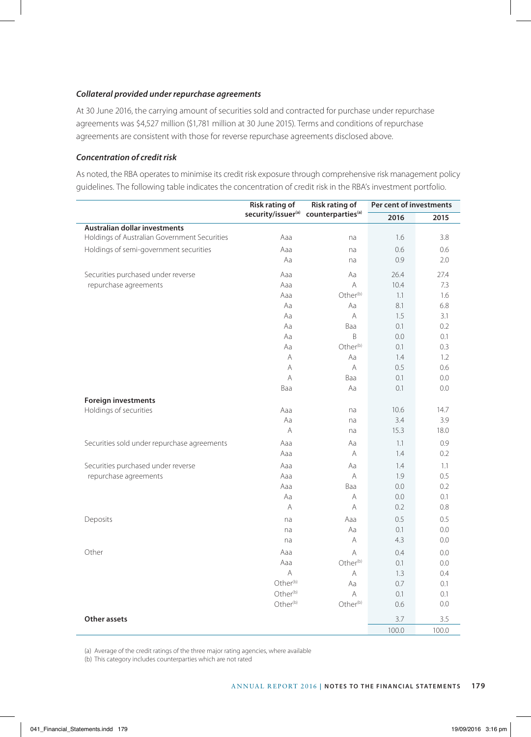***Collateral provided under repurchase agreements***

At 30 June 2016, the carrying amount of securities sold and contracted for purchase under repurchase agreements was $4,527 million ($1,781 million at 30 June 2015). Terms and conditions of repurchase agreements are consistent with those for reverse repurchase agreements disclosed above.

***Concentration of credit risk***

As noted, the RBA operates to minimise its credit risk exposure through comprehensive risk management policy guidelines. The following table indicates the concentration of credit risk in the RBA's investment portfolio.

| | Risk rating of security/issuer[a] | Risk rating of counterparties[a] | Per cent of investments | |
|---|---|---|---|---|
| | | | 2016 | 2015 |
| **Australian dollar investments** | | | | |
| Holdings of Australian Government Securities | Aaa | na | 1.6 | 3.8 |
| Holdings of semi-government securities | Aaa | na | 0.6 | 0.6 |
| | Aa | na | 0.9 | 2.0 |
| Securities purchased under reverse repurchase agreements | Aaa | Aa | 26.4 | 27.4 |
| | Aaa | A | 10.4 | 7.3 |
| | Aaa | Other[b] | 1.1 | 1.6 |
| | Aa | Aa | 8.1 | 6.8 |
| | Aa | A | 1.5 | 3.1 |
| | Aa | Baa | 0.1 | 0.2 |
| | Aa | B | 0.0 | 0.1 |
| | Aa | Other[b] | 0.1 | 0.3 |
| | A | Aa | 1.4 | 1.2 |
| | A | A | 0.5 | 0.6 |
| | A | Baa | 0.1 | 0.0 |
| | Baa | Aa | 0.1 | 0.0 |
| **Foreign investments** | | | | |
| Holdings of securities | Aaa | na | 10.6 | 14.7 |
| | Aa | na | 3.4 | 3.9 |
| | A | na | 15.3 | 18.0 |
| Securities sold under repurchase agreements | Aaa | Aa | 1.1 | 0.9 |
| | Aaa | A | 1.4 | 0.2 |
| Securities purchased under reverse repurchase agreements | Aaa | Aa | 1.4 | 1.1 |
| | Aaa | A | 1.9 | 0.5 |
| | Aaa | Baa | 0.0 | 0.2 |
| | Aa | A | 0.0 | 0.1 |
| | A | A | 0.2 | 0.8 |
| Deposits | na | Aaa | 0.5 | 0.5 |
| | na | Aa | 0.1 | 0.0 |
| | na | A | 4.3 | 0.0 |
| Other | Aaa | A | 0.4 | 0.0 |
| | Aaa | Other[b] | 0.1 | 0.0 |
| | A | A | 1.3 | 0.4 |
| | Other[b] | Aa | 0.7 | 0.1 |
| | Other[b] | A | 0.1 | 0.1 |
| | Other[b] | Other[b] | 0.6 | 0.0 |
| **Other assets** | | | 3.7 | 3.5 |
| | | | 100.0 | 100.0 |

(a) Average of the credit ratings of the three major rating agencies, where available

(b) This category includes counterparties which are not rated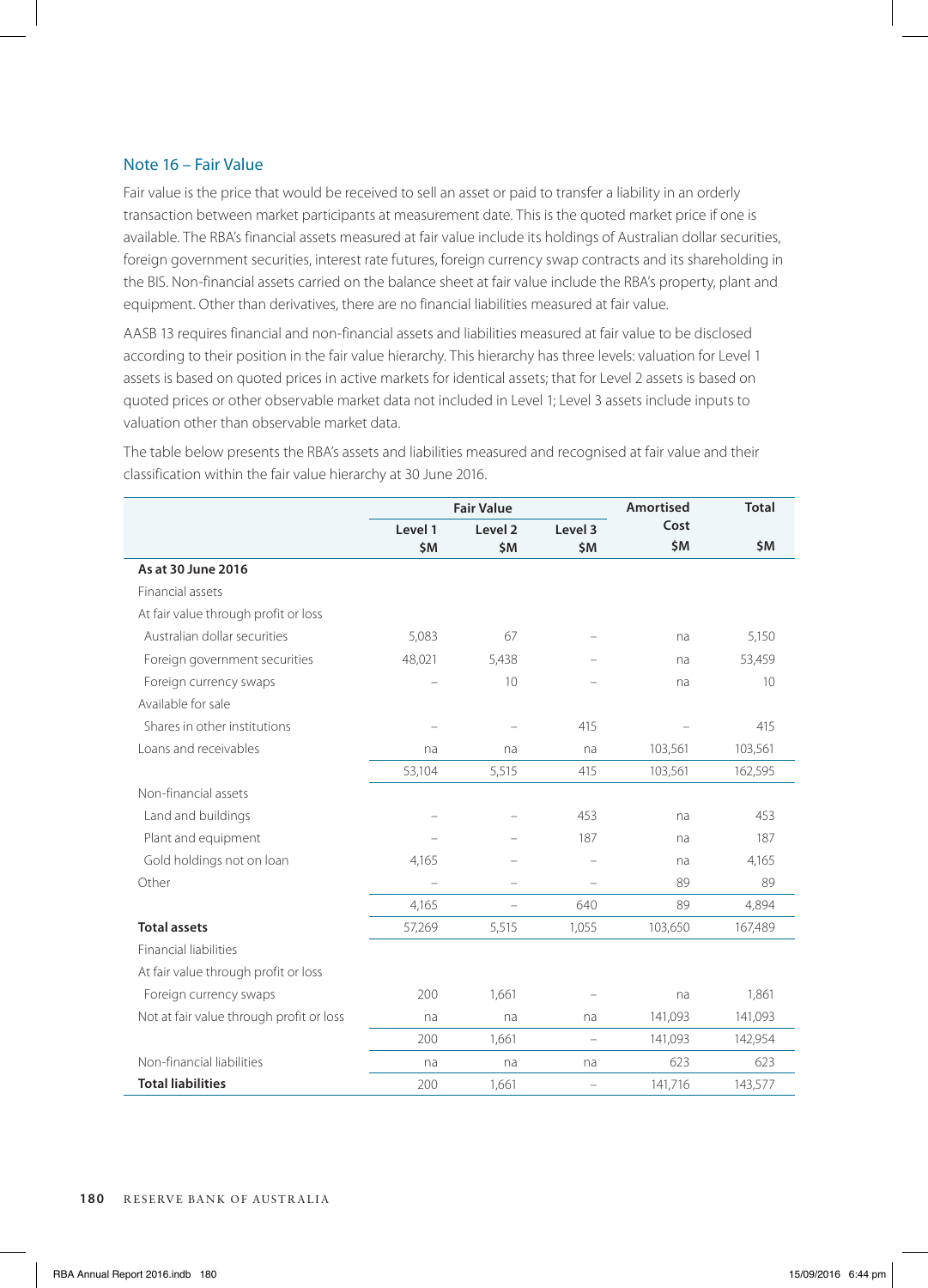## Note 16 – Fair Value

Fair value is the price that would be received to sell an asset or paid to transfer a liability in an orderly transaction between market participants at measurement date. This is the quoted market price if one is available. The RBA's financial assets measured at fair value include its holdings of Australian dollar securities, foreign government securities, interest rate futures, foreign currency swap contracts and its shareholding in the BIS. Non-financial assets carried on the balance sheet at fair value include the RBA's property, plant and equipment. Other than derivatives, there are no financial liabilities measured at fair value.

AASB 13 requires financial and non-financial assets and liabilities measured at fair value to be disclosed according to their position in the fair value hierarchy. This hierarchy has three levels: valuation for Level 1 assets is based on quoted prices in active markets for identical assets; that for Level 2 assets is based on quoted prices or other observable market data not included in Level 1; Level 3 assets include inputs to valuation other than observable market data.

The table below presents the RBA's assets and liabilities measured and recognised at fair value and their classification within the fair value hierarchy at 30 June 2016.

| | Fair Value | | | Amortised Cost | Total |
|---|---|---|---|---|---|
| | Level 1 $M | Level 2 $M | Level 3 $M | $M | $M |
| **As at 30 June 2016** | | | | | |
| Financial assets | | | | | |
| At fair value through profit or loss | | | | | |
| Australian dollar securities | 5,083 | 67 | – | na | 5,150 |
| Foreign government securities | 48,021 | 5,438 | – | na | 53,459 |
| Foreign currency swaps | – | 10 | – | na | 10 |
| Available for sale | | | | | |
| Shares in other institutions | – | – | 415 | – | 415 |
| Loans and receivables | na | na | na | 103,561 | 103,561 |
| | 53,104 | 5,515 | 415 | 103,561 | 162,595 |
| Non-financial assets | | | | | |
| Land and buildings | – | – | 453 | na | 453 |
| Plant and equipment | – | – | 187 | na | 187 |
| Gold holdings not on loan | 4,165 | – | – | na | 4,165 |
| Other | – | – | – | 89 | 89 |
| | 4,165 | – | 640 | 89 | 4,894 |
| **Total assets** | 57,269 | 5,515 | 1,055 | 103,650 | 167,489 |
| Financial liabilities | | | | | |
| At fair value through profit or loss | | | | | |
| Foreign currency swaps | 200 | 1,661 | – | na | 1,861 |
| Not at fair value through profit or loss | na | na | na | 141,093 | 141,093 |
| | 200 | 1,661 | – | 141,093 | 142,954 |
| Non-financial liabilities | na | na | na | 623 | 623 |
| **Total liabilities** | 200 | 1,661 | – | 141,716 | 143,577 |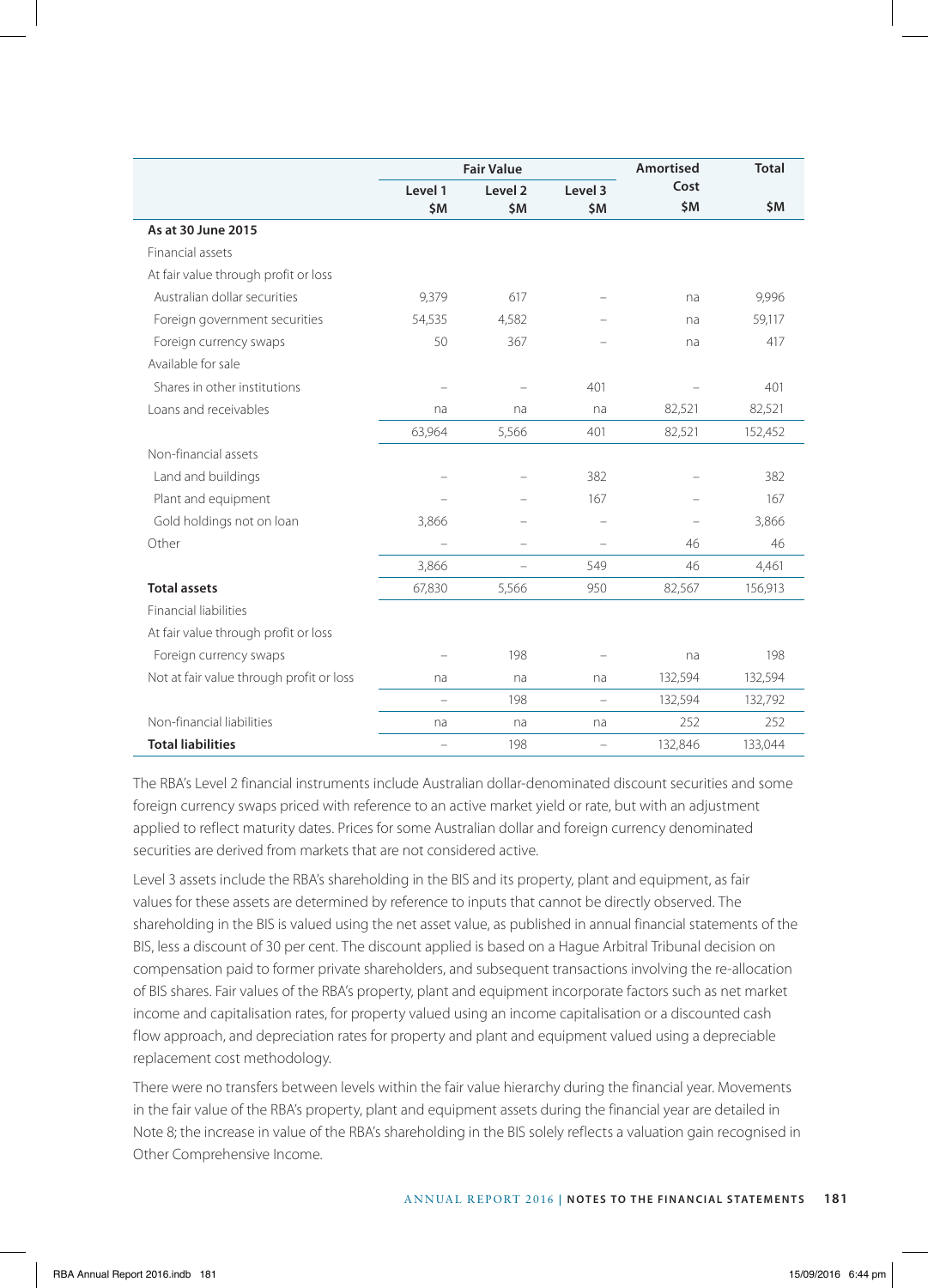| | Fair Value | | | Amortised Cost | Total |
|---|---|---|---|---|---|
| | Level 1 $M | Level 2 $M | Level 3 $M | $M | $M |
| **As at 30 June 2015** | | | | | |
| Financial assets | | | | | |
| At fair value through profit or loss | | | | | |
| Australian dollar securities | 9,379 | 617 | – | na | 9,996 |
| Foreign government securities | 54,535 | 4,582 | – | na | 59,117 |
| Foreign currency swaps | 50 | 367 | – | na | 417 |
| Available for sale | | | | | |
| Shares in other institutions | – | – | 401 | – | 401 |
| Loans and receivables | na | na | na | 82,521 | 82,521 |
| | 63,964 | 5,566 | 401 | 82,521 | 152,452 |
| Non-financial assets | | | | | |
| Land and buildings | – | – | 382 | – | 382 |
| Plant and equipment | – | – | 167 | – | 167 |
| Gold holdings not on loan | 3,866 | – | – | – | 3,866 |
| Other | – | – | – | 46 | 46 |
| | 3,866 | – | 549 | 46 | 4,461 |
| **Total assets** | 67,830 | 5,566 | 950 | 82,567 | 156,913 |
| Financial liabilities | | | | | |
| At fair value through profit or loss | | | | | |
| Foreign currency swaps | – | 198 | – | na | 198 |
| Not at fair value through profit or loss | na | na | na | 132,594 | 132,594 |
| | – | 198 | – | 132,594 | 132,792 |
| Non-financial liabilities | na | na | na | 252 | 252 |
| **Total liabilities** | – | 198 | – | 132,846 | 133,044 |

The RBA's Level 2 financial instruments include Australian dollar-denominated discount securities and some foreign currency swaps priced with reference to an active market yield or rate, but with an adjustment applied to reflect maturity dates. Prices for some Australian dollar and foreign currency denominated securities are derived from markets that are not considered active.

Level 3 assets include the RBA's shareholding in the BIS and its property, plant and equipment, as fair values for these assets are determined by reference to inputs that cannot be directly observed. The shareholding in the BIS is valued using the net asset value, as published in annual financial statements of the BIS, less a discount of 30 per cent. The discount applied is based on a Hague Arbitral Tribunal decision on compensation paid to former private shareholders, and subsequent transactions involving the re-allocation of BIS shares. Fair values of the RBA's property, plant and equipment incorporate factors such as net market income and capitalisation rates, for property valued using an income capitalisation or a discounted cash flow approach, and depreciation rates for property and plant and equipment valued using a depreciable replacement cost methodology.

There were no transfers between levels within the fair value hierarchy during the financial year. Movements in the fair value of the RBA's property, plant and equipment assets during the financial year are detailed in Note 8; the increase in value of the RBA's shareholding in the BIS solely reflects a valuation gain recognised in Other Comprehensive Income.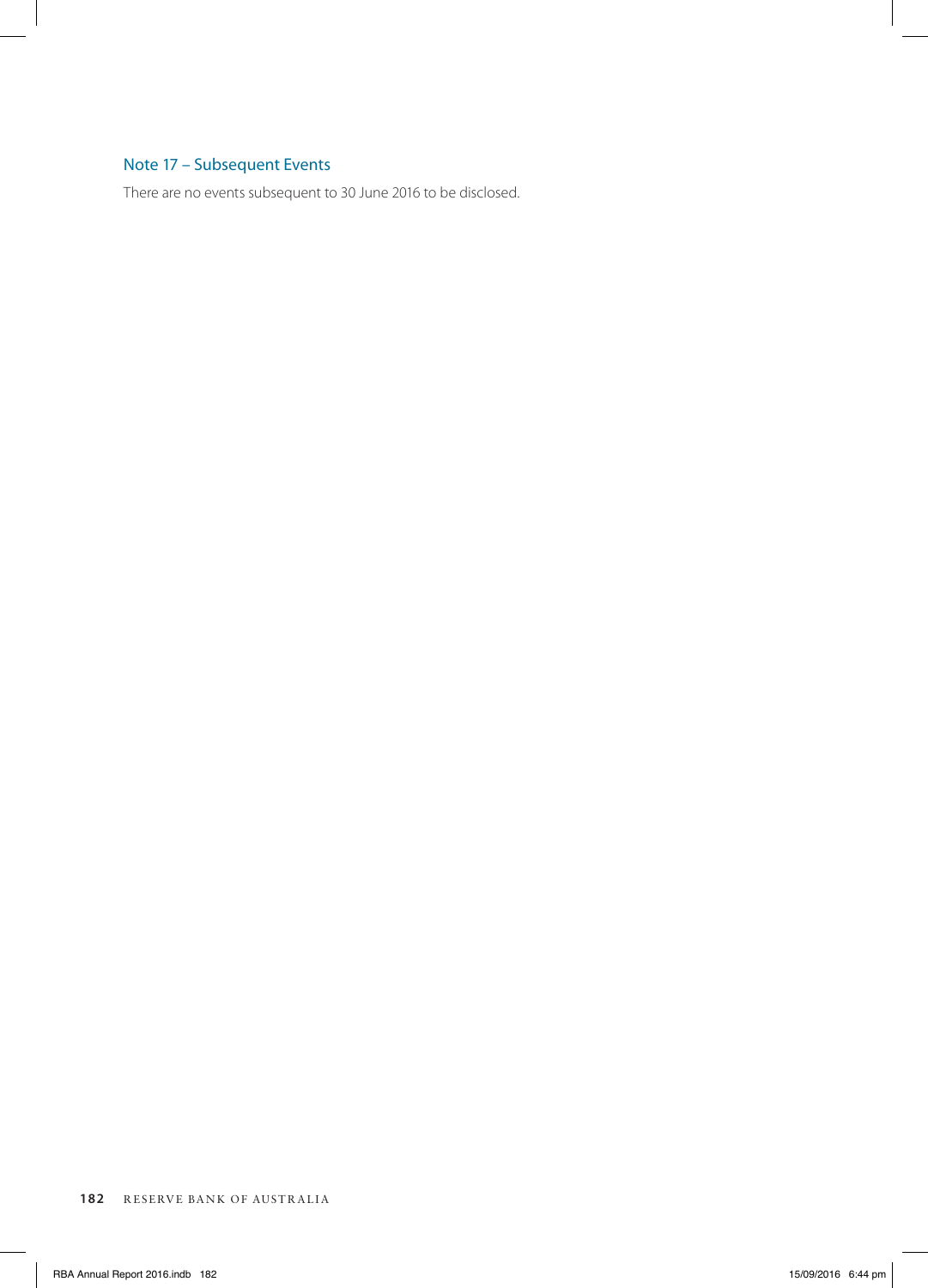## Note 17 – Subsequent Events

There are no events subsequent to 30 June 2016 to be disclosed.